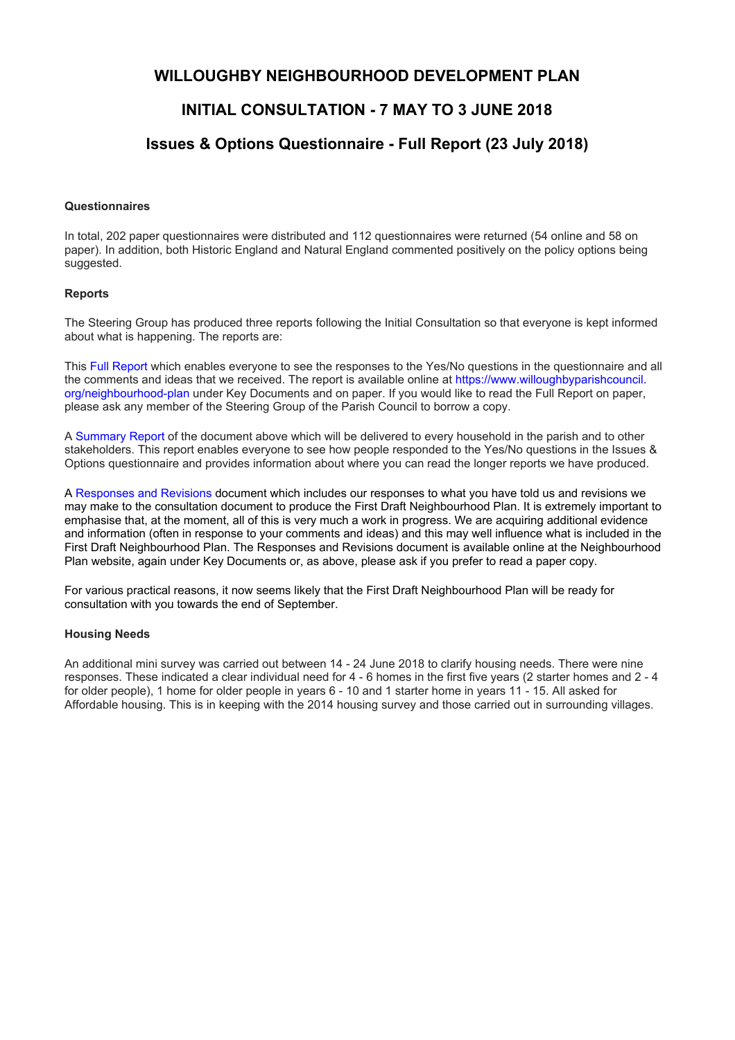# WILLOUGHBY NEIGHBOURHOOD DEVELOPMENT PLAN

## INITIAL CONSULTATION - 7 MAY TO 3 JUNE 2018

## Issues & Options Questionnaire - Full Report (23 July 2018)

**Questionnaires**

In total, 202 paper questionnaires were distributed and 112 questionnaires were returned (54 online and 58 on paper). In addition, both Historic England and Natural England commented positively on the policy options being suggested.

**Reports**

The Steering Group has produced three reports following the Initial Consultation so that everyone is kept informed about what is happening. The reports are:

This Full Report which enables everyone to see the responses to the Yes/No questions in the questionnaire and all the comments and ideas that we received. The report is available online at https://www.willoughbyparishcouncil.org/neighbourhood-plan under Key Documents and on paper. If you would like to read the Full Report on paper, please ask any member of the Steering Group of the Parish Council to borrow a copy.

A Summary Report of the document above which will be delivered to every household in the parish and to other stakeholders. This report enables everyone to see how people responded to the Yes/No questions in the Issues & Options questionnaire and provides information about where you can read the longer reports we have produced.

A Responses and Revisions document which includes our responses to what you have told us and revisions we may make to the consultation document to produce the First Draft Neighbourhood Plan. It is extremely important to emphasise that, at the moment, all of this is very much a work in progress. We are acquiring additional evidence and information (often in response to your comments and ideas) and this may well influence what is included in the First Draft Neighbourhood Plan. The Responses and Revisions document is available online at the Neighbourhood Plan website, again under Key Documents or, as above, please ask if you prefer to read a paper copy.

For various practical reasons, it now seems likely that the First Draft Neighbourhood Plan will be ready for consultation with you towards the end of September.

**Housing Needs**

An additional mini survey was carried out between 14 - 24 June 2018 to clarify housing needs. There were nine responses. These indicated a clear individual need for 4 - 6 homes in the first five years (2 starter homes and 2 - 4 for older people), 1 home for older people in years 6 - 10 and 1 starter home in years 11 - 15. All asked for Affordable housing. This is in keeping with the 2014 housing survey and those carried out in surrounding villages.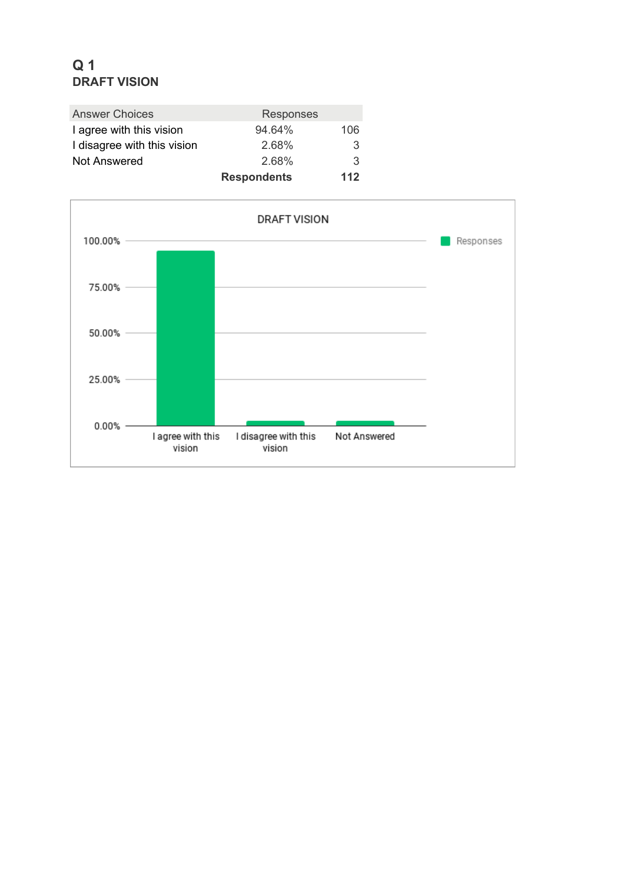## Q 1
## DRAFT VISION

| Answer Choices | Responses | |
|---|---|---|
| I agree with this vision | 94.64% | 106 |
| I disagree with this vision | 2.68% | 3 |
| Not Answered | 2.68% | 3 |
| | **Respondents** | **112** |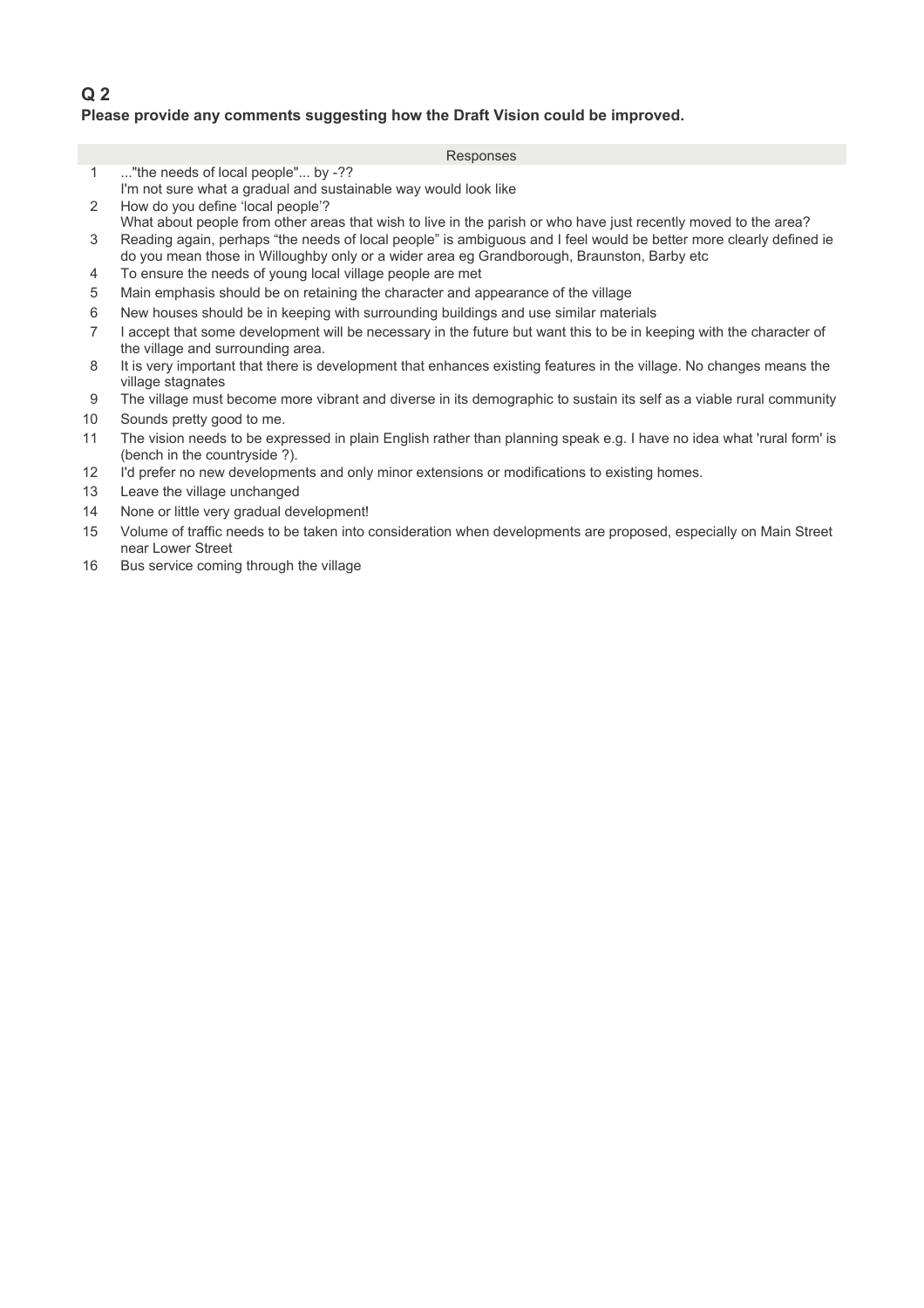## Q 2

**Please provide any comments suggesting how the Draft Vision could be improved.**

| | Responses |
|---|---|
| 1 | ..."the needs of local people"... by -?? I'm not sure what a gradual and sustainable way would look like |
| 2 | How do you define 'local people'? What about people from other areas that wish to live in the parish or who have just recently moved to the area? |
| 3 | Reading again, perhaps "the needs of local people" is ambiguous and I feel would be better more clearly defined ie do you mean those in Willoughby only or a wider area eg Grandborough, Braunston, Barby etc |
| 4 | To ensure the needs of young local village people are met |
| 5 | Main emphasis should be on retaining the character and appearance of the village |
| 6 | New houses should be in keeping with surrounding buildings and use similar materials |
| 7 | I accept that some development will be necessary in the future but want this to be in keeping with the character of the village and surrounding area. |
| 8 | It is very important that there is development that enhances existing features in the village. No changes means the village stagnates |
| 9 | The village must become more vibrant and diverse in its demographic to sustain its self as a viable rural community |
| 10 | Sounds pretty good to me. |
| 11 | The vision needs to be expressed in plain English rather than planning speak e.g. I have no idea what 'rural form' is (bench in the countryside ?). |
| 12 | I'd prefer no new developments and only minor extensions or modifications to existing homes. |
| 13 | Leave the village unchanged |
| 14 | None or little very gradual development! |
| 15 | Volume of traffic needs to be taken into consideration when developments are proposed, especially on Main Street near Lower Street |
| 16 | Bus service coming through the village |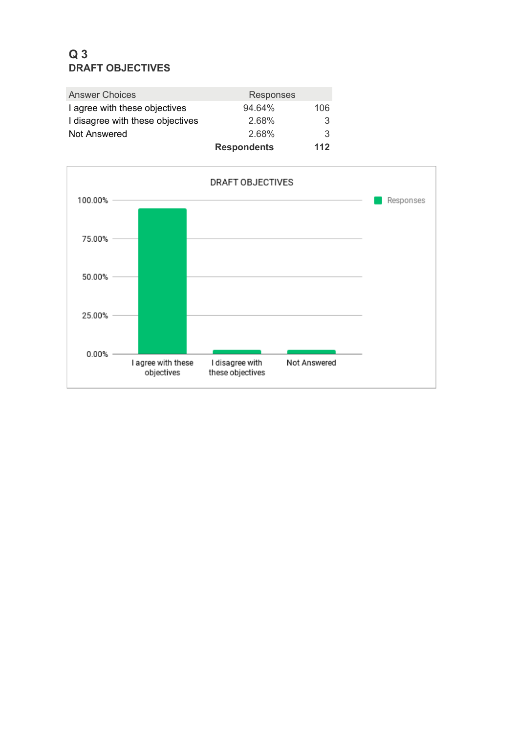## Q 3
## DRAFT OBJECTIVES

| Answer Choices | Responses | |
|---|---|---|
| I agree with these objectives | 94.64% | 106 |
| I disagree with these objectives | 2.68% | 3 |
| Not Answered | 2.68% | 3 |
| | **Respondents** | **112** |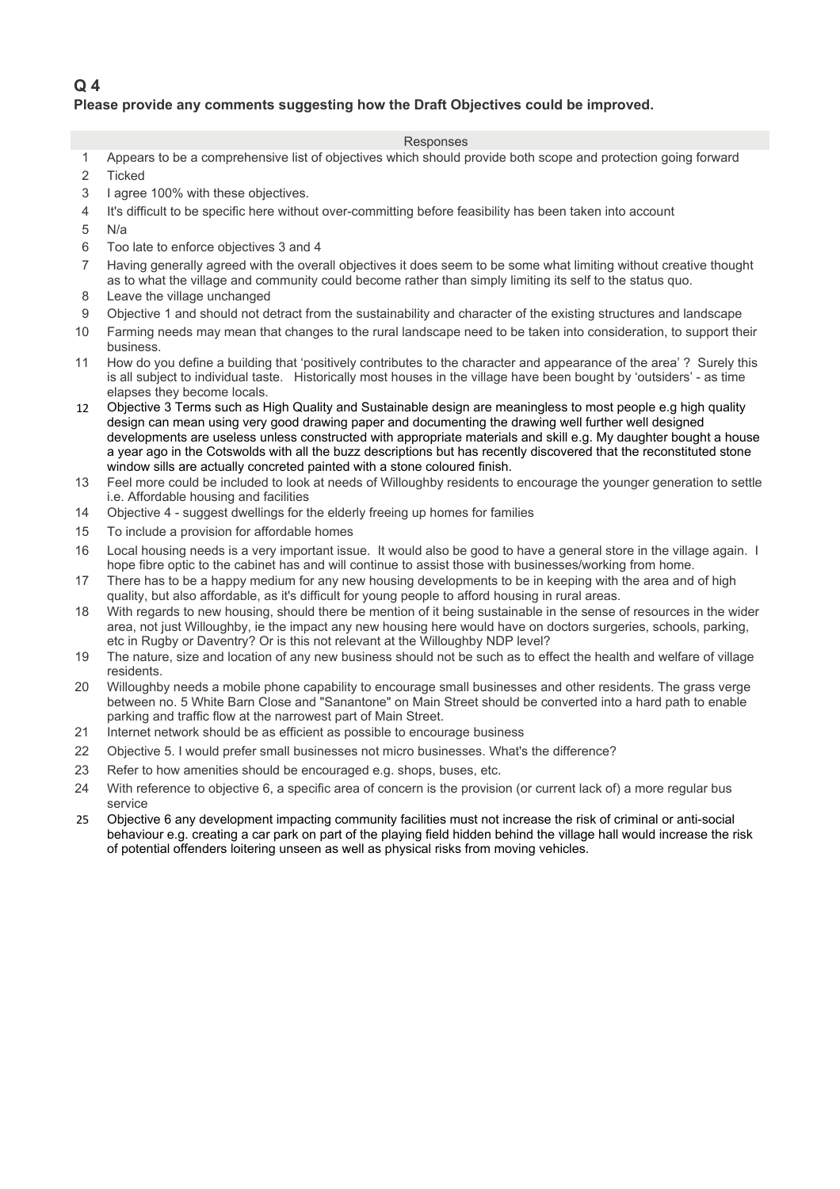## Q 4

**Please provide any comments suggesting how the Draft Objectives could be improved.**

| | Responses |
|---|---|
| 1 | Appears to be a comprehensive list of objectives which should provide both scope and protection going forward |
| 2 | Ticked |
| 3 | I agree 100% with these objectives. |
| 4 | It's difficult to be specific here without over-committing before feasibility has been taken into account |
| 5 | N/a |
| 6 | Too late to enforce objectives 3 and 4 |
| 7 | Having generally agreed with the overall objectives it does seem to be some what limiting without creative thought as to what the village and community could become rather than simply limiting its self to the status quo. |
| 8 | Leave the village unchanged |
| 9 | Objective 1 and should not detract from the sustainability and character of the existing structures and landscape |
| 10 | Farming needs may mean that changes to the rural landscape need to be taken into consideration, to support their business. |
| 11 | How do you define a building that 'positively contributes to the character and appearance of the area' ? Surely this is all subject to individual taste. Historically most houses in the village have been bought by 'outsiders' - as time elapses they become locals. |
| 12 | Objective 3 Terms such as High Quality and Sustainable design are meaningless to most people e.g high quality design can mean using very good drawing paper and documenting the drawing well further well designed developments are useless unless constructed with appropriate materials and skill e.g. My daughter bought a house a year ago in the Cotswolds with all the buzz descriptions but has recently discovered that the reconstituted stone window sills are actually concreted painted with a stone coloured finish. |
| 13 | Feel more could be included to look at needs of Willoughby residents to encourage the younger generation to settle i.e. Affordable housing and facilities |
| 14 | Objective 4 - suggest dwellings for the elderly freeing up homes for families |
| 15 | To include a provision for affordable homes |
| 16 | Local housing needs is a very important issue. It would also be good to have a general store in the village again. I hope fibre optic to the cabinet has and will continue to assist those with businesses/working from home. |
| 17 | There has to be a happy medium for any new housing developments to be in keeping with the area and of high quality, but also affordable, as it's difficult for young people to afford housing in rural areas. |
| 18 | With regards to new housing, should there be mention of it being sustainable in the sense of resources in the wider area, not just Willoughby, ie the impact any new housing here would have on doctors surgeries, schools, parking, etc in Rugby or Daventry? Or is this not relevant at the Willoughby NDP level? |
| 19 | The nature, size and location of any new business should not be such as to effect the health and welfare of village residents. |
| 20 | Willoughby needs a mobile phone capability to encourage small businesses and other residents. The grass verge between no. 5 White Barn Close and "Sanantone" on Main Street should be converted into a hard path to enable parking and traffic flow at the narrowest part of Main Street. |
| 21 | Internet network should be as efficient as possible to encourage business |
| 22 | Objective 5. I would prefer small businesses not micro businesses. What's the difference? |
| 23 | Refer to how amenities should be encouraged e.g. shops, buses, etc. |
| 24 | With reference to objective 6, a specific area of concern is the provision (or current lack of) a more regular bus service |
| 25 | Objective 6 any development impacting community facilities must not increase the risk of criminal or anti-social behaviour e.g. creating a car park on part of the playing field hidden behind the village hall would increase the risk of potential offenders loitering unseen as well as physical risks from moving vehicles. |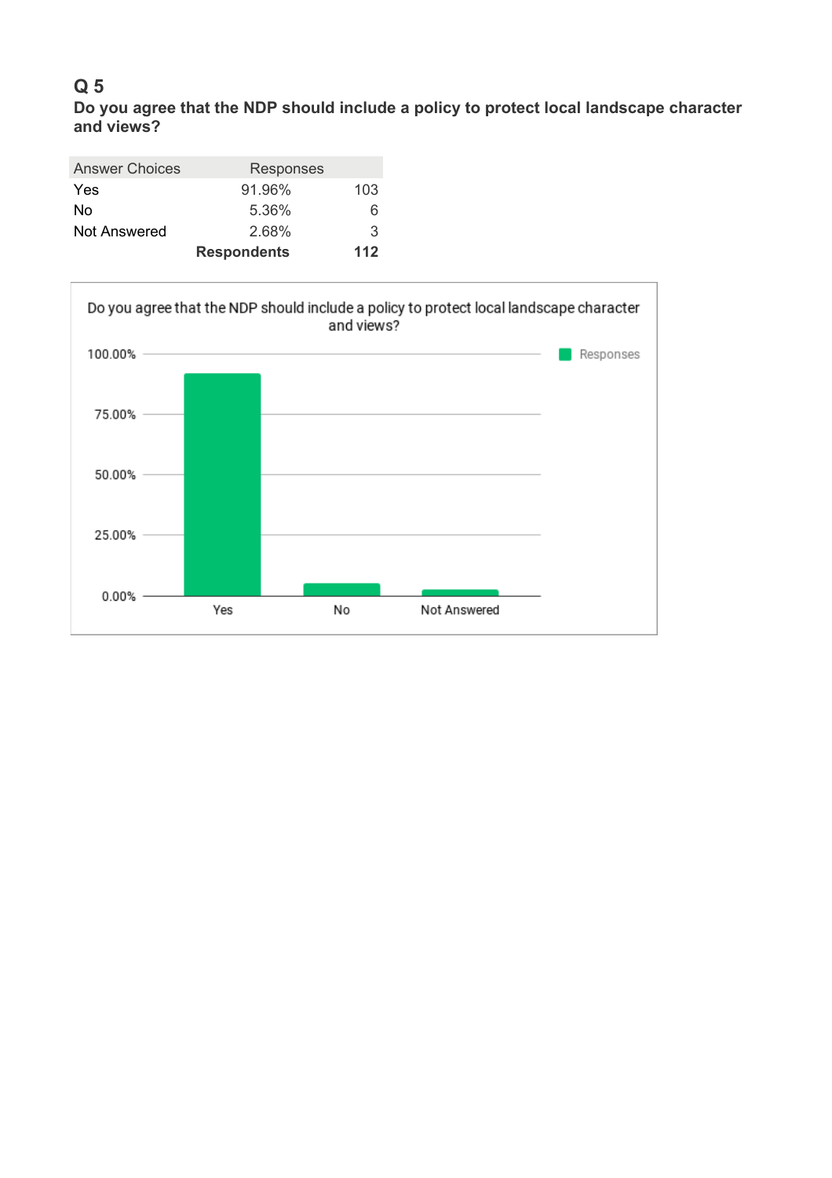## Q 5

**Do you agree that the NDP should include a policy to protect local landscape character and views?**

| Answer Choices | Responses | |
|---|---|---|
| Yes | 91.96% | 103 |
| No | 5.36% | 6 |
| Not Answered | 2.68% | 3 |
| | **Respondents** | **112** |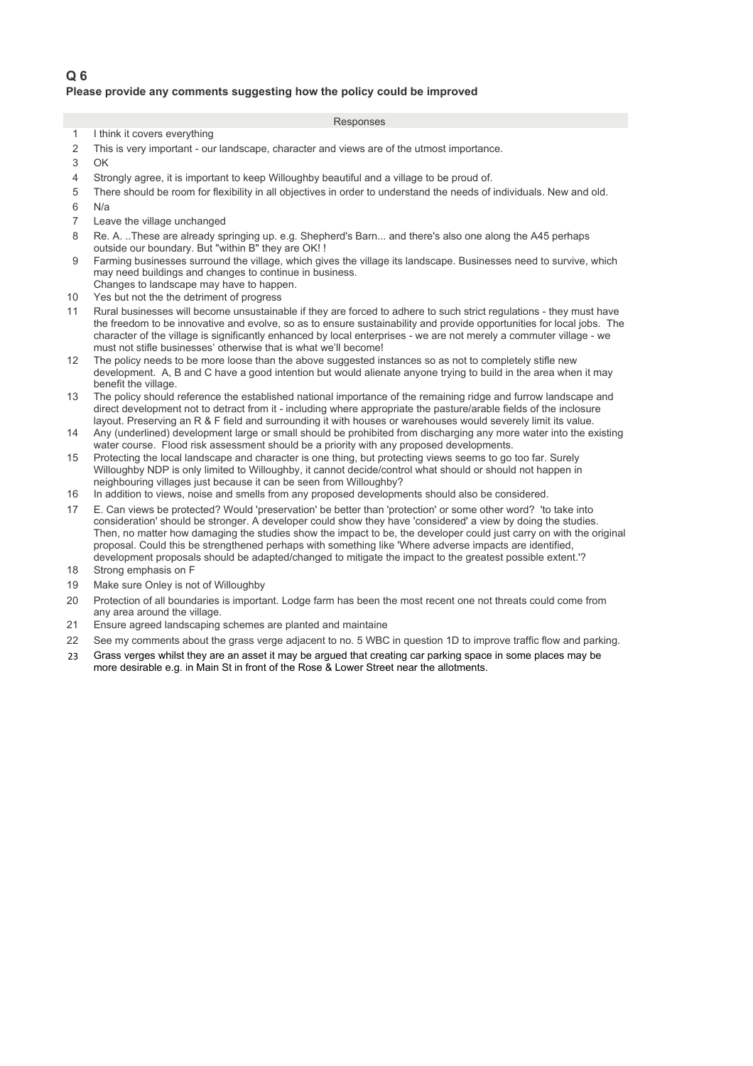## Q 6

**Please provide any comments suggesting how the policy could be improved**

| | Responses |
|---|---|
| 1 | I think it covers everything |
| 2 | This is very important - our landscape, character and views are of the utmost importance. |
| 3 | OK |
| 4 | Strongly agree, it is important to keep Willoughby beautiful and a village to be proud of. |
| 5 | There should be room for flexibility in all objectives in order to understand the needs of individuals. New and old. |
| 6 | N/a |
| 7 | Leave the village unchanged |
| 8 | Re. A. ..These are already springing up. e.g. Shepherd's Barn... and there's also one along the A45 perhaps outside our boundary. But "within B" they are OK! ! |
| 9 | Farming businesses surround the village, which gives the village its landscape. Businesses need to survive, which may need buildings and changes to continue in business. Changes to landscape may have to happen. |
| 10 | Yes but not the the detriment of progress |
| 11 | Rural businesses will become unsustainable if they are forced to adhere to such strict regulations - they must have the freedom to be innovative and evolve, so as to ensure sustainability and provide opportunities for local jobs. The character of the village is significantly enhanced by local enterprises - we are not merely a commuter village - we must not stifle businesses' otherwise that is what we'll become! |
| 12 | The policy needs to be more loose than the above suggested instances so as not to completely stifle new development. A, B and C have a good intention but would alienate anyone trying to build in the area when it may benefit the village. |
| 13 | The policy should reference the established national importance of the remaining ridge and furrow landscape and direct development not to detract from it - including where appropriate the pasture/arable fields of the inclosure layout. Preserving an R & F field and surrounding it with houses or warehouses would severely limit its value. |
| 14 | Any (underlined) development large or small should be prohibited from discharging any more water into the existing water course. Flood risk assessment should be a priority with any proposed developments. |
| 15 | Protecting the local landscape and character is one thing, but protecting views seems to go too far. Surely Willoughby NDP is only limited to Willoughby, it cannot decide/control what should or should not happen in neighbouring villages just because it can be seen from Willoughby? |
| 16 | In addition to views, noise and smells from any proposed developments should also be considered. |
| 17 | E. Can views be protected? Would 'preservation' be better than 'protection' or some other word? 'to take into consideration' should be stronger. A developer could show they have 'considered' a view by doing the studies. Then, no matter how damaging the studies show the impact to be, the developer could just carry on with the original proposal. Could this be strengthened perhaps with something like 'Where adverse impacts are identified, development proposals should be adapted/changed to mitigate the impact to the greatest possible extent.'? |
| 18 | Strong emphasis on F |
| 19 | Make sure Onley is not of Willoughby |
| 20 | Protection of all boundaries is important. Lodge farm has been the most recent one not threats could come from any area around the village. |
| 21 | Ensure agreed landscaping schemes are planted and maintaine |
| 22 | See my comments about the grass verge adjacent to no. 5 WBC in question 1D to improve traffic flow and parking. |
| 23 | Grass verges whilst they are an asset it may be argued that creating car parking space in some places may be more desirable e.g. in Main St in front of the Rose & Lower Street near the allotments. |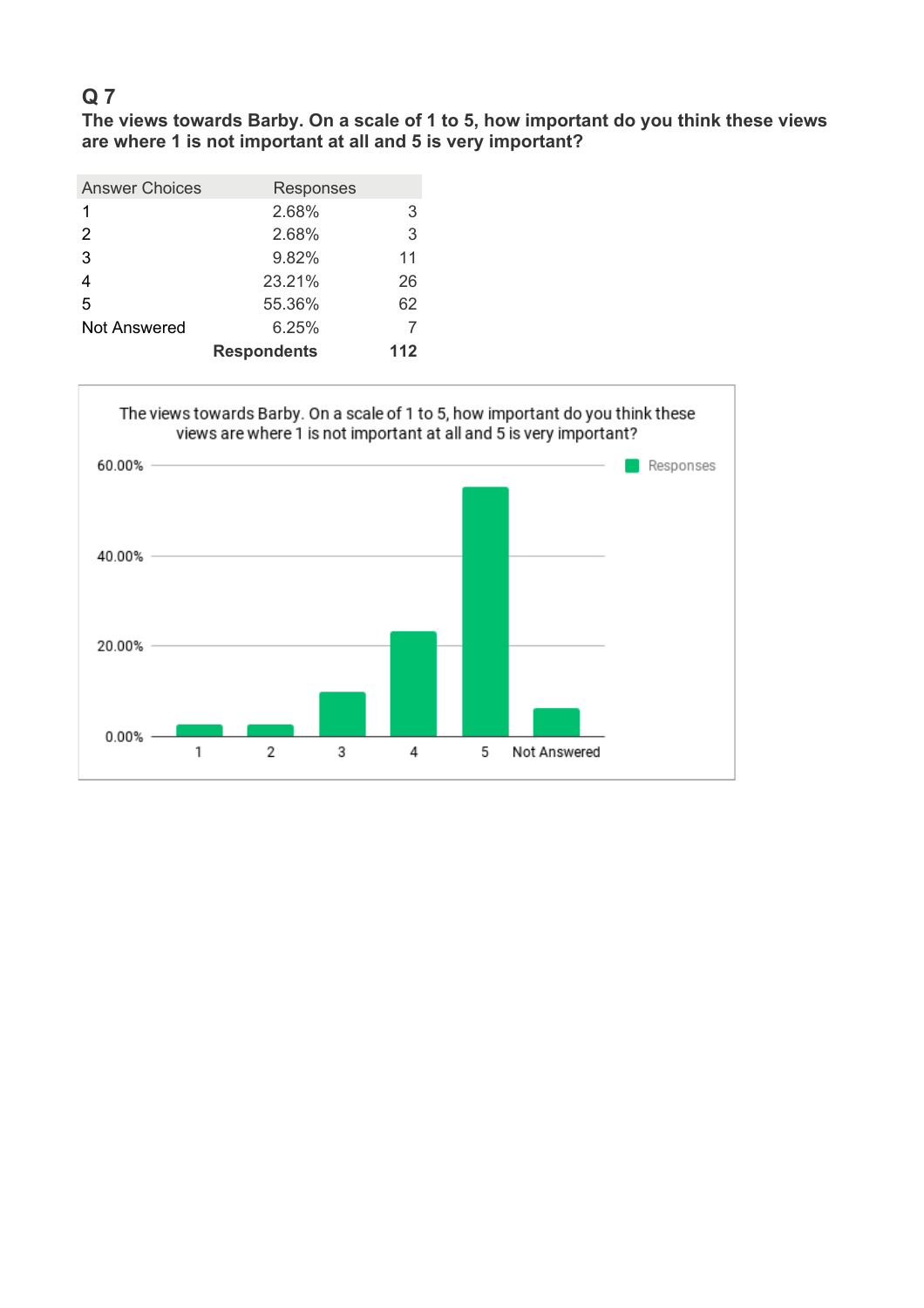## Q 7

**The views towards Barby. On a scale of 1 to 5, how important do you think these views are where 1 is not important at all and 5 is very important?**

| Answer Choices | Responses | |
|---|---|---|
| 1 | 2.68% | 3 |
| 2 | 2.68% | 3 |
| 3 | 9.82% | 11 |
| 4 | 23.21% | 26 |
| 5 | 55.36% | 62 |
| Not Answered | 6.25% | 7 |
| | **Respondents** | **112** |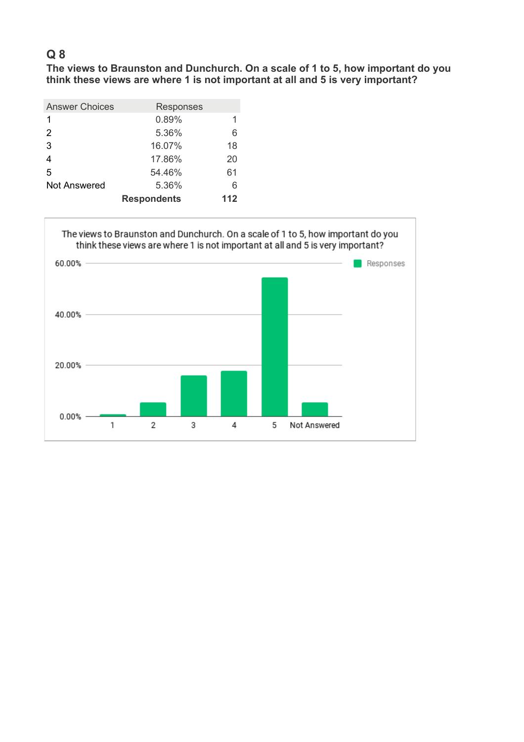## Q 8

**The views to Braunston and Dunchurch. On a scale of 1 to 5, how important do you think these views are where 1 is not important at all and 5 is very important?**

| Answer Choices | Responses | |
|---|---|---|
| 1 | 0.89% | 1 |
| 2 | 5.36% | 6 |
| 3 | 16.07% | 18 |
| 4 | 17.86% | 20 |
| 5 | 54.46% | 61 |
| Not Answered | 5.36% | 6 |
| | **Respondents** | **112** |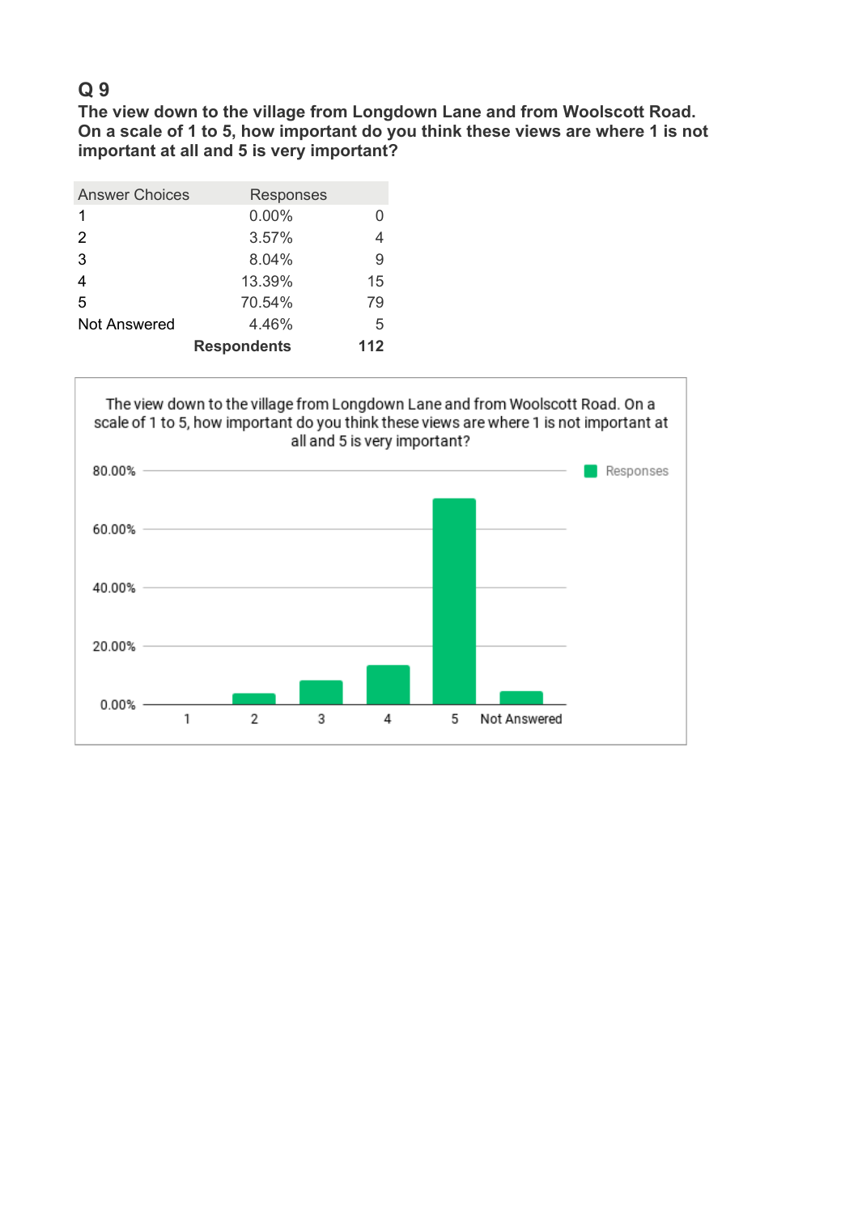## Q 9

**The view down to the village from Longdown Lane and from Woolscott Road. On a scale of 1 to 5, how important do you think these views are where 1 is not important at all and 5 is very important?**

| Answer Choices | Responses | |
|---|---|---|
| 1 | 0.00% | 0 |
| 2 | 3.57% | 4 |
| 3 | 8.04% | 9 |
| 4 | 13.39% | 15 |
| 5 | 70.54% | 79 |
| Not Answered | 4.46% | 5 |
| | **Respondents** | **112** |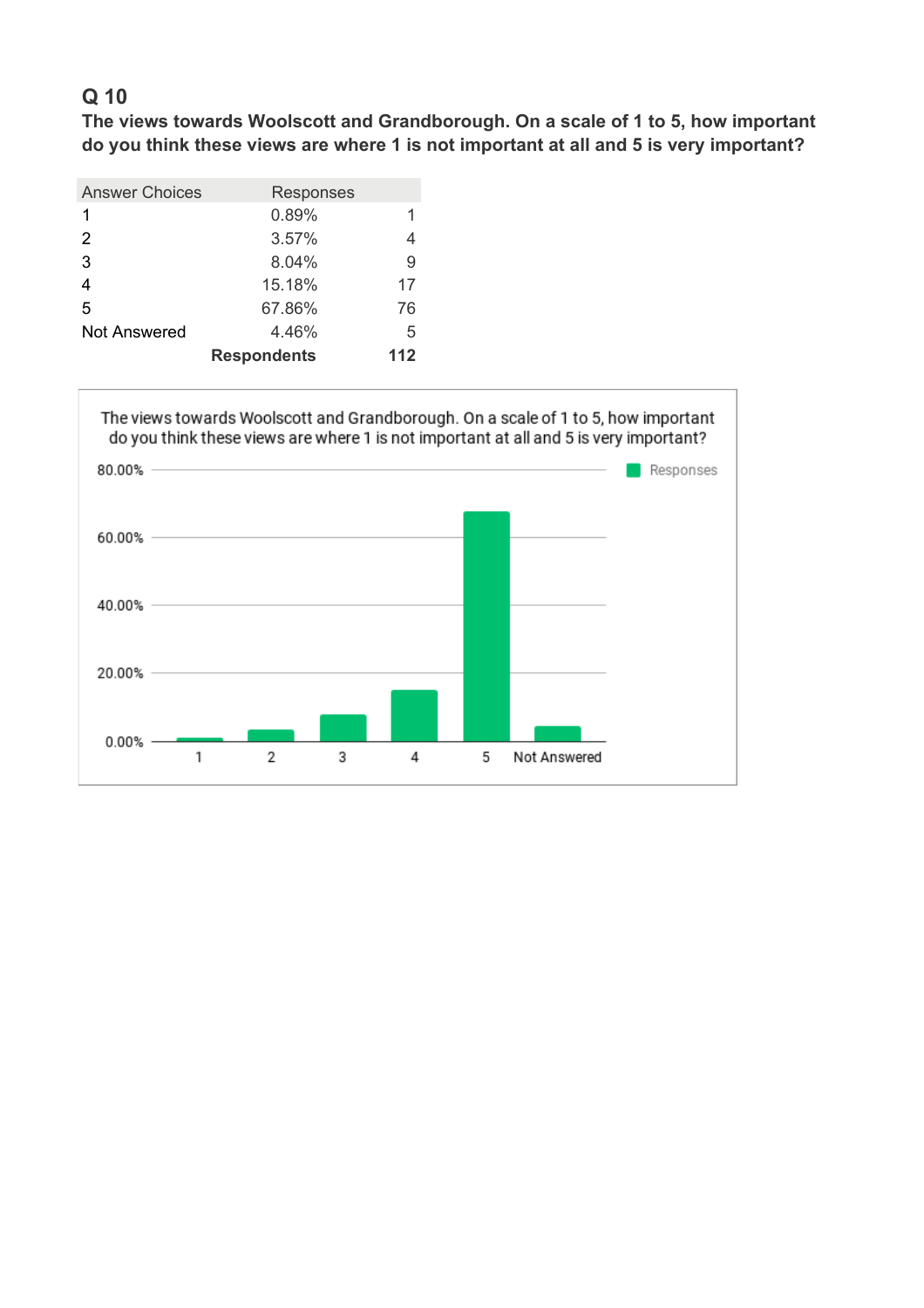## Q 10

**The views towards Woolscott and Grandborough. On a scale of 1 to 5, how important do you think these views are where 1 is not important at all and 5 is very important?**

| Answer Choices | Responses | |
|---|---|---|
| 1 | 0.89% | 1 |
| 2 | 3.57% | 4 |
| 3 | 8.04% | 9 |
| 4 | 15.18% | 17 |
| 5 | 67.86% | 76 |
| Not Answered | 4.46% | 5 |
| | **Respondents** | **112** |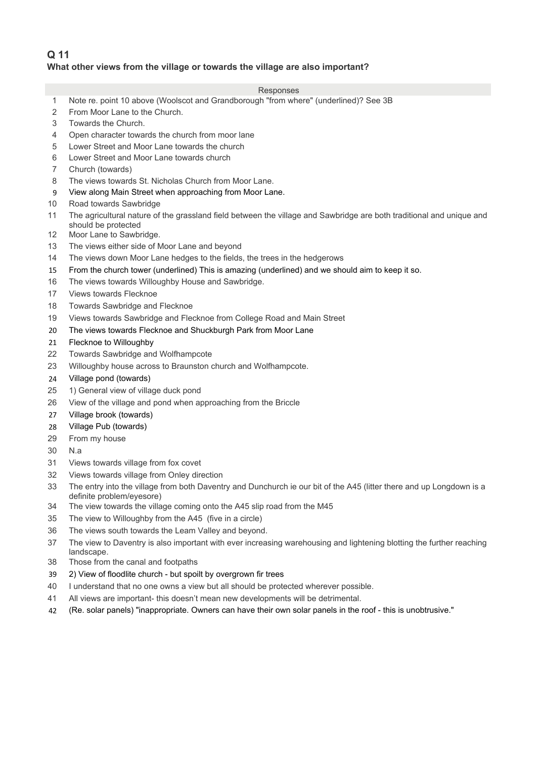## Q 11

**What other views from the village or towards the village are also important?**

| | Responses |
|---|---|
| 1 | Note re. point 10 above (Woolscot and Grandborough "from where" (underlined)? See 3B |
| 2 | From Moor Lane to the Church. |
| 3 | Towards the Church. |
| 4 | Open character towards the church from moor lane |
| 5 | Lower Street and Moor Lane towards the church |
| 6 | Lower Street and Moor Lane towards church |
| 7 | Church (towards) |
| 8 | The views towards St. Nicholas Church from Moor Lane. |
| 9 | View along Main Street when approaching from Moor Lane. |
| 10 | Road towards Sawbridge |
| 11 | The agricultural nature of the grassland field between the village and Sawbridge are both traditional and unique and should be protected |
| 12 | Moor Lane to Sawbridge. |
| 13 | The views either side of Moor Lane and beyond |
| 14 | The views down Moor Lane hedges to the fields, the trees in the hedgerows |
| 15 | From the church tower (underlined) This is amazing (underlined) and we should aim to keep it so. |
| 16 | The views towards Willoughby House and Sawbridge. |
| 17 | Views towards Flecknoe |
| 18 | Towards Sawbridge and Flecknoe |
| 19 | Views towards Sawbridge and Flecknoe from College Road and Main Street |
| 20 | The views towards Flecknoe and Shuckburgh Park from Moor Lane |
| 21 | Flecknoe to Willoughby |
| 22 | Towards Sawbridge and Wolfhampcote |
| 23 | Willoughby house across to Braunston church and Wolfhampcote. |
| 24 | Village pond (towards) |
| 25 | 1) General view of village duck pond |
| 26 | View of the village and pond when approaching from the Briccle |
| 27 | Village brook (towards) |
| 28 | Village Pub (towards) |
| 29 | From my house |
| 30 | N.a |
| 31 | Views towards village from fox covet |
| 32 | Views towards village from Onley direction |
| 33 | The entry into the village from both Daventry and Dunchurch ie our bit of the A45 (litter there and up Longdown is a definite problem/eyesore) |
| 34 | The view towards the village coming onto the A45 slip road from the M45 |
| 35 | The view to Willoughby from the A45 (five in a circle) |
| 36 | The views south towards the Leam Valley and beyond. |
| 37 | The view to Daventry is also important with ever increasing warehousing and lightening blotting the further reaching landscape. |
| 38 | Those from the canal and footpaths |
| 39 | 2) View of floodlite church - but spoilt by overgrown fir trees |
| 40 | I understand that no one owns a view but all should be protected wherever possible. |
| 41 | All views are important- this doesn't mean new developments will be detrimental. |
| 42 | (Re. solar panels) "inappropriate. Owners can have their own solar panels in the roof - this is unobtrusive." |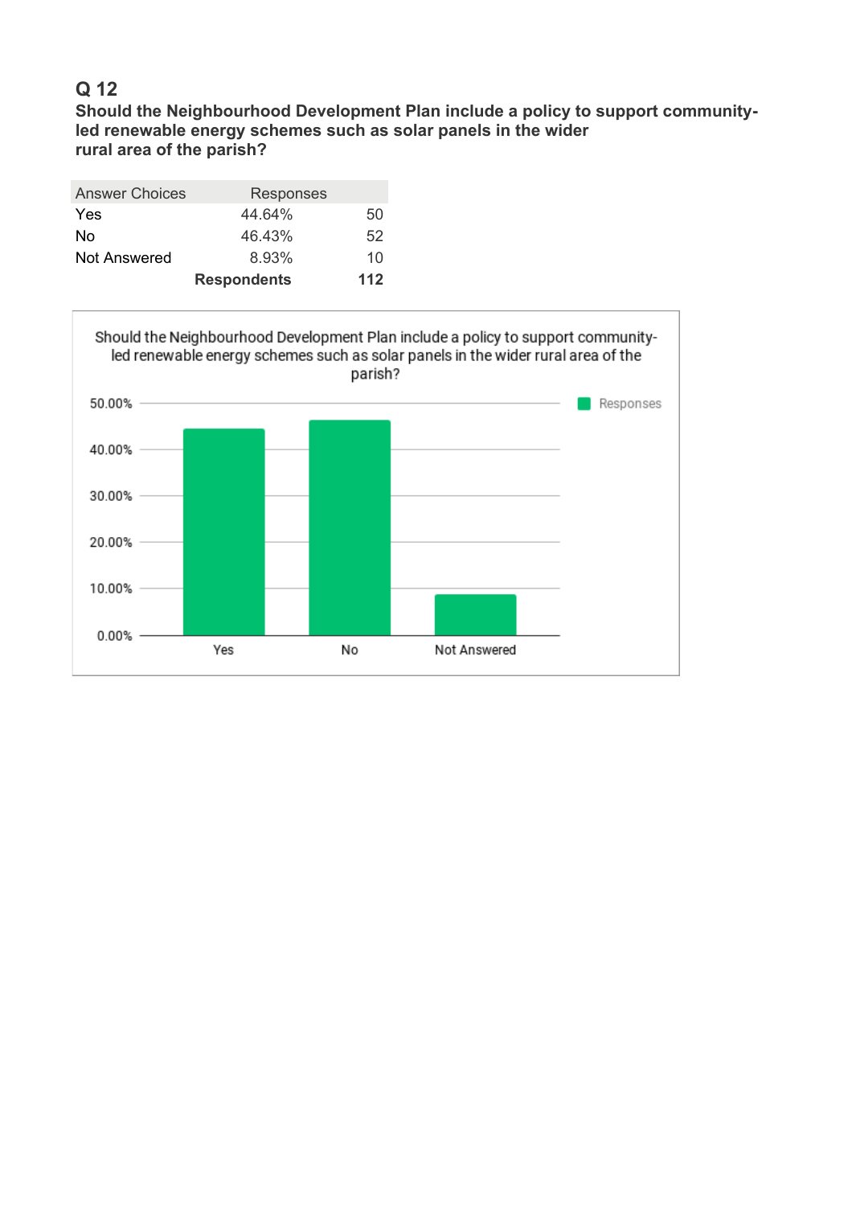## Q 12

**Should the Neighbourhood Development Plan include a policy to support community-led renewable energy schemes such as solar panels in the wider rural area of the parish?**

| Answer Choices | Responses | |
|---|---|---|
| Yes | 44.64% | 50 |
| No | 46.43% | 52 |
| Not Answered | 8.93% | 10 |
| | **Respondents** | **112** |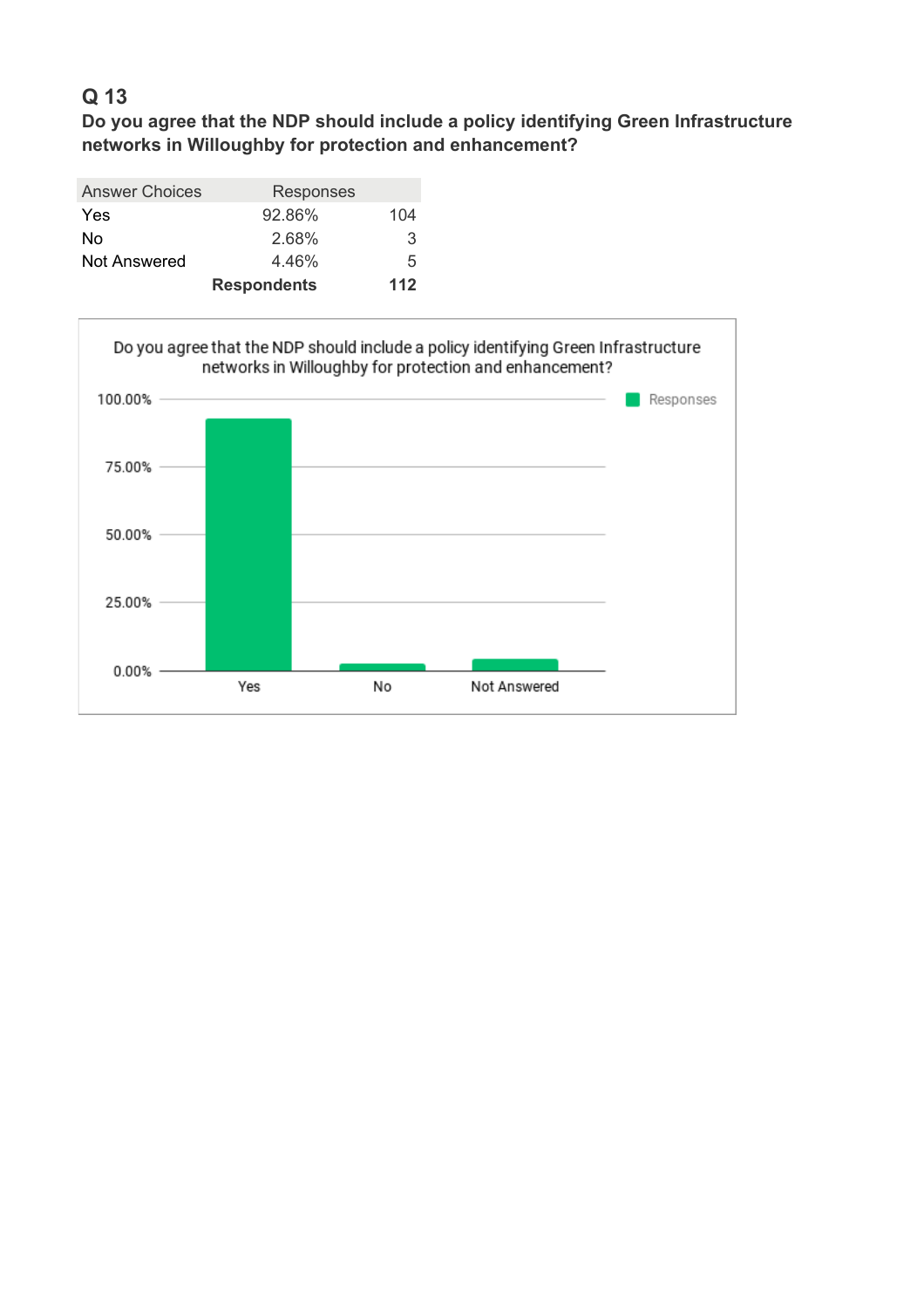## Q 13

**Do you agree that the NDP should include a policy identifying Green Infrastructure networks in Willoughby for protection and enhancement?**

| Answer Choices | Responses | |
|---|---|---|
| Yes | 92.86% | 104 |
| No | 2.68% | 3 |
| Not Answered | 4.46% | 5 |
| | **Respondents** | **112** |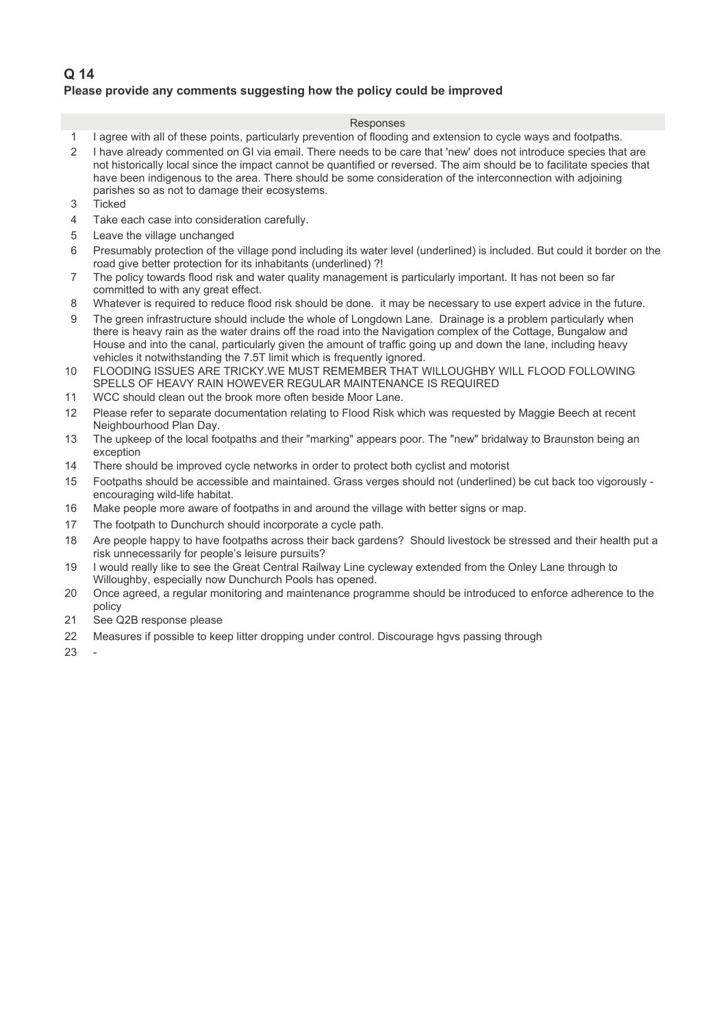## Q 14

**Please provide any comments suggesting how the policy could be improved**

| | Responses |
|---|---|
| 1 | I agree with all of these points, particularly prevention of flooding and extension to cycle ways and footpaths. |
| 2 | I have already commented on GI via email. There needs to be care that 'new' does not introduce species that are not historically local since the impact cannot be quantified or reversed. The aim should be to facilitate species that have been indigenous to the area. There should be some consideration of the interconnection with adjoining parishes so as not to damage their ecosystems. |
| 3 | Ticked |
| 4 | Take each case into consideration carefully. |
| 5 | Leave the village unchanged |
| 6 | Presumably protection of the village pond including its water level (underlined) is included. But could it border on the road give better protection for its inhabitants (underlined) ?! |
| 7 | The policy towards flood risk and water quality management is particularly important. It has not been so far committed to with any great effect. |
| 8 | Whatever is required to reduce flood risk should be done. it may be necessary to use expert advice in the future. |
| 9 | The green infrastructure should include the whole of Longdown Lane. Drainage is a problem particularly when there is heavy rain as the water drains off the road into the Navigation complex of the Cottage, Bungalow and House and into the canal, particularly given the amount of traffic going up and down the lane, including heavy vehicles it notwithstanding the 7.5T limit which is frequently ignored. |
| 10 | FLOODING ISSUES ARE TRICKY.WE MUST REMEMBER THAT WILLOUGHBY WILL FLOOD FOLLOWING SPELLS OF HEAVY RAIN HOWEVER REGULAR MAINTENANCE IS REQUIRED |
| 11 | WCC should clean out the brook more often beside Moor Lane. |
| 12 | Please refer to separate documentation relating to Flood Risk which was requested by Maggie Beech at recent Neighbourhood Plan Day. |
| 13 | The upkeep of the local footpaths and their "marking" appears poor. The "new" bridalway to Braunston being an exception |
| 14 | There should be improved cycle networks in order to protect both cyclist and motorist |
| 15 | Footpaths should be accessible and maintained. Grass verges should not (underlined) be cut back too vigorously - encouraging wild-life habitat. |
| 16 | Make people more aware of footpaths in and around the village with better signs or map. |
| 17 | The footpath to Dunchurch should incorporate a cycle path. |
| 18 | Are people happy to have footpaths across their back gardens? Should livestock be stressed and their health put a risk unnecessarily for people's leisure pursuits? |
| 19 | I would really like to see the Great Central Railway Line cycleway extended from the Onley Lane through to Willoughby, especially now Dunchurch Pools has opened. |
| 20 | Once agreed, a regular monitoring and maintenance programme should be introduced to enforce adherence to the policy |
| 21 | See Q2B response please |
| 22 | Measures if possible to keep litter dropping under control. Discourage hgvs passing through |
| 23 | - |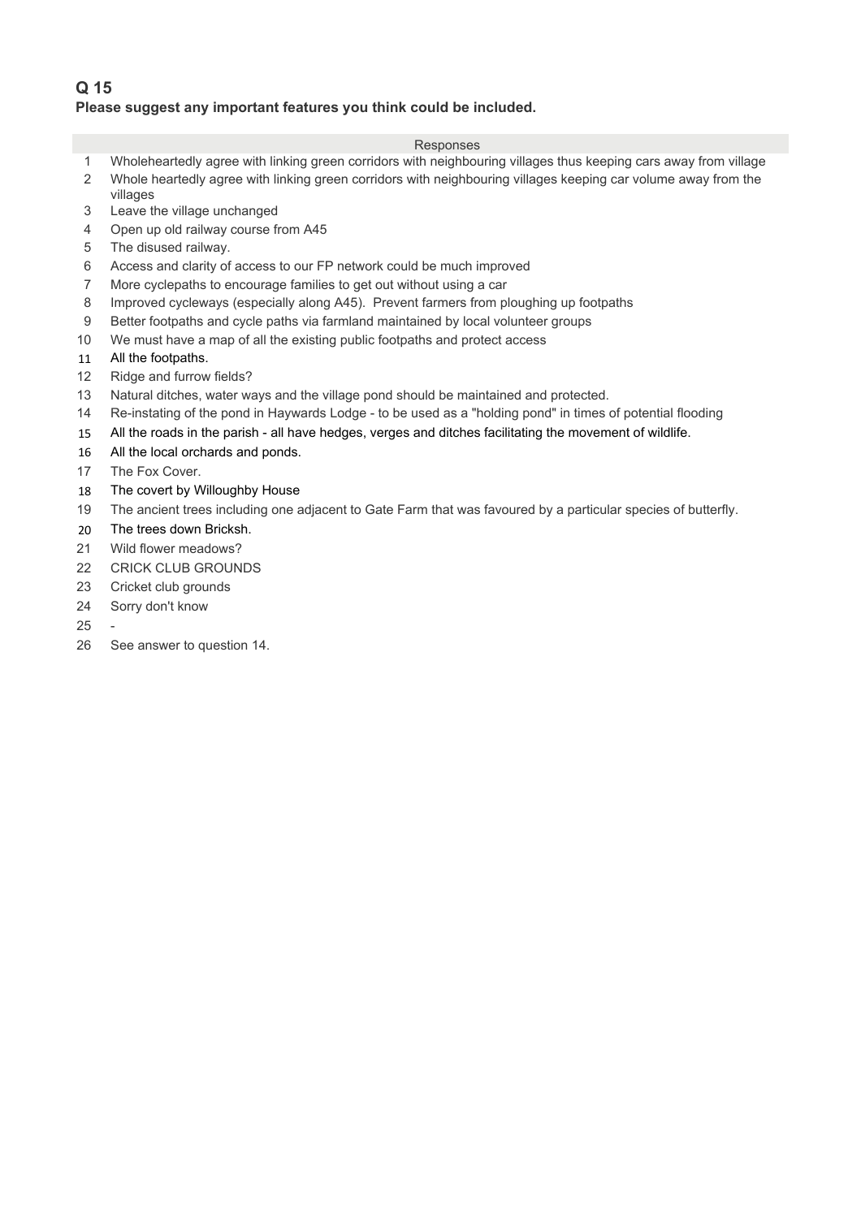## Q 15

**Please suggest any important features you think could be included.**

| | Responses |
|---|---|
| 1 | Wholeheartedly agree with linking green corridors with neighbouring villages thus keeping cars away from village |
| 2 | Whole heartedly agree with linking green corridors with neighbouring villages keeping car volume away from the villages |
| 3 | Leave the village unchanged |
| 4 | Open up old railway course from A45 |
| 5 | The disused railway. |
| 6 | Access and clarity of access to our FP network could be much improved |
| 7 | More cyclepaths to encourage families to get out without using a car |
| 8 | Improved cycleways (especially along A45). Prevent farmers from ploughing up footpaths |
| 9 | Better footpaths and cycle paths via farmland maintained by local volunteer groups |
| 10 | We must have a map of all the existing public footpaths and protect access |
| 11 | All the footpaths. |
| 12 | Ridge and furrow fields? |
| 13 | Natural ditches, water ways and the village pond should be maintained and protected. |
| 14 | Re-instating of the pond in Haywards Lodge - to be used as a "holding pond" in times of potential flooding |
| 15 | All the roads in the parish - all have hedges, verges and ditches facilitating the movement of wildlife. |
| 16 | All the local orchards and ponds. |
| 17 | The Fox Cover. |
| 18 | The covert by Willoughby House |
| 19 | The ancient trees including one adjacent to Gate Farm that was favoured by a particular species of butterfly. |
| 20 | The trees down Bricksh. |
| 21 | Wild flower meadows? |
| 22 | CRICK CLUB GROUNDS |
| 23 | Cricket club grounds |
| 24 | Sorry don't know |
| 25 | - |
| 26 | See answer to question 14. |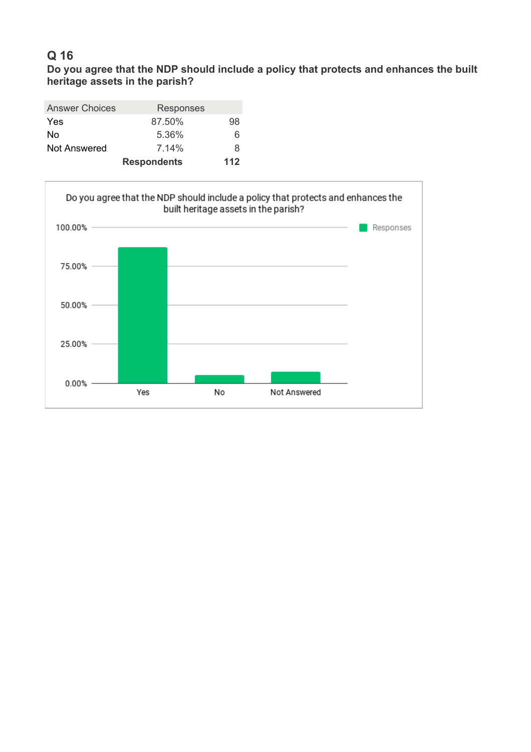## Q 16

**Do you agree that the NDP should include a policy that protects and enhances the built heritage assets in the parish?**

| Answer Choices | Responses | |
|---|---|---|
| Yes | 87.50% | 98 |
| No | 5.36% | 6 |
| Not Answered | 7.14% | 8 |
| | **Respondents** | **112** |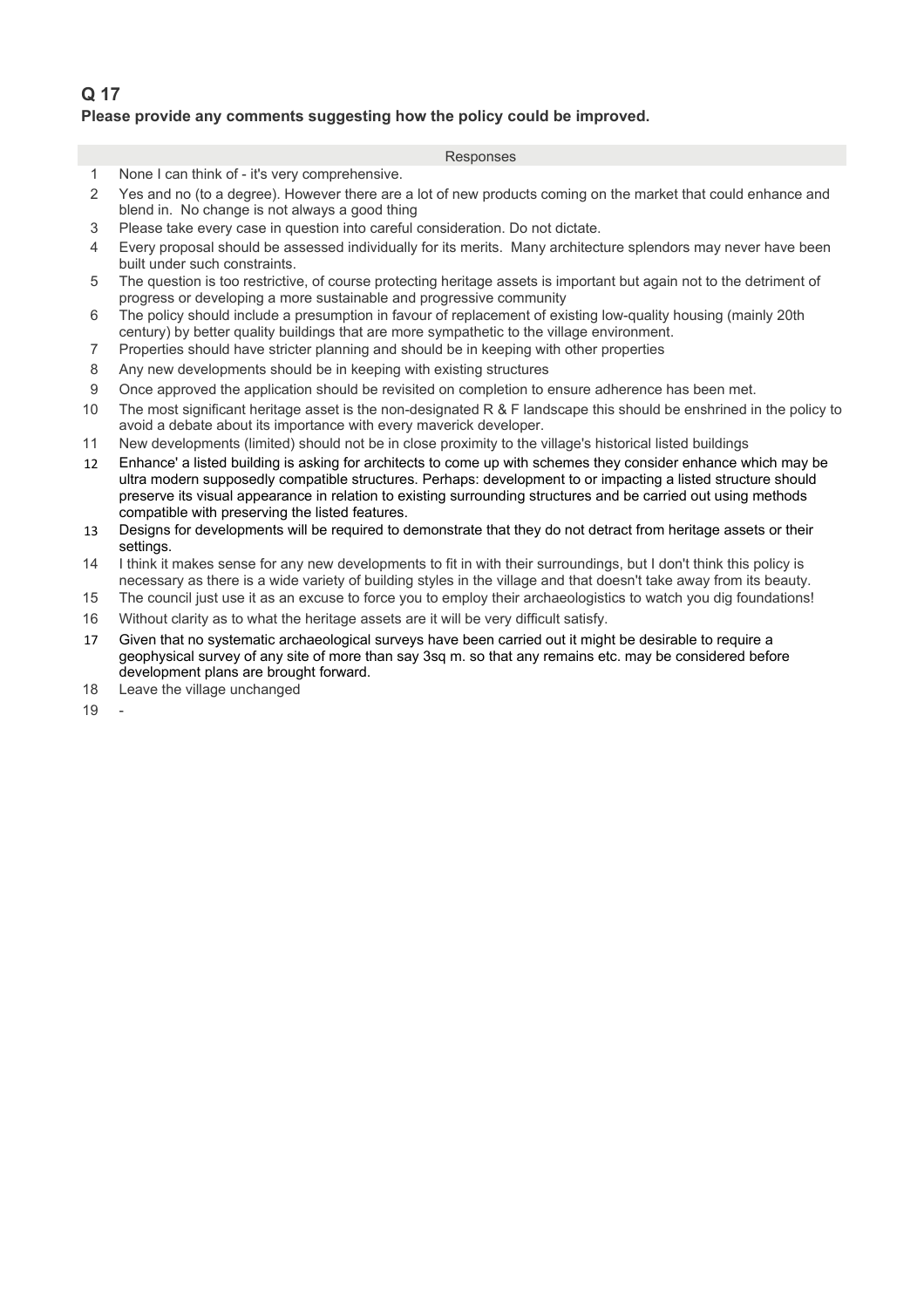## Q 17

**Please provide any comments suggesting how the policy could be improved.**

| | Responses |
|---|---|
| 1 | None I can think of - it's very comprehensive. |
| 2 | Yes and no (to a degree). However there are a lot of new products coming on the market that could enhance and blend in. No change is not always a good thing |
| 3 | Please take every case in question into careful consideration. Do not dictate. |
| 4 | Every proposal should be assessed individually for its merits. Many architecture splendors may never have been built under such constraints. |
| 5 | The question is too restrictive, of course protecting heritage assets is important but again not to the detriment of progress or developing a more sustainable and progressive community |
| 6 | The policy should include a presumption in favour of replacement of existing low-quality housing (mainly 20th century) by better quality buildings that are more sympathetic to the village environment. |
| 7 | Properties should have stricter planning and should be in keeping with other properties |
| 8 | Any new developments should be in keeping with existing structures |
| 9 | Once approved the application should be revisited on completion to ensure adherence has been met. |
| 10 | The most significant heritage asset is the non-designated R & F landscape this should be enshrined in the policy to avoid a debate about its importance with every maverick developer. |
| 11 | New developments (limited) should not be in close proximity to the village's historical listed buildings |
| 12 | Enhance' a listed building is asking for architects to come up with schemes they consider enhance which may be ultra modern supposedly compatible structures. Perhaps: development to or impacting a listed structure should preserve its visual appearance in relation to existing surrounding structures and be carried out using methods compatible with preserving the listed features. |
| 13 | Designs for developments will be required to demonstrate that they do not detract from heritage assets or their settings. |
| 14 | I think it makes sense for any new developments to fit in with their surroundings, but I don't think this policy is necessary as there is a wide variety of building styles in the village and that doesn't take away from its beauty. |
| 15 | The council just use it as an excuse to force you to employ their archaeologistics to watch you dig foundations! |
| 16 | Without clarity as to what the heritage assets are it will be very difficult satisfy. |
| 17 | Given that no systematic archaeological surveys have been carried out it might be desirable to require a geophysical survey of any site of more than say 3sq m. so that any remains etc. may be considered before development plans are brought forward. |
| 18 | Leave the village unchanged |
| 19 | - |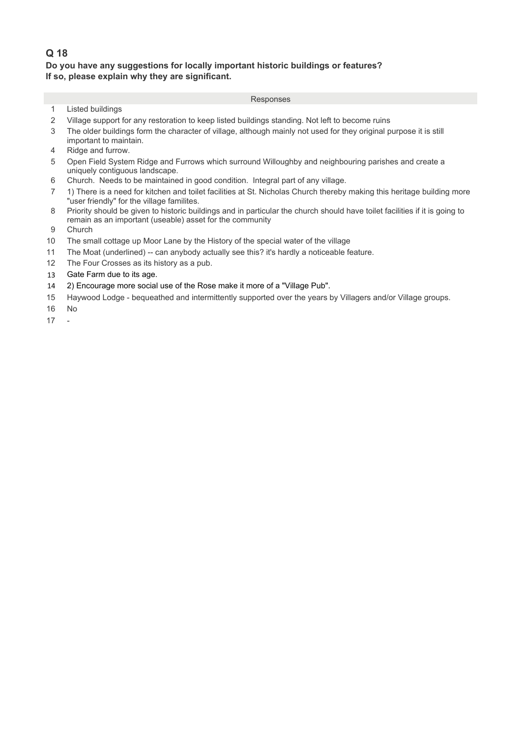## Q 18

**Do you have any suggestions for locally important historic buildings or features?**
**If so, please explain why they are significant.**

| | Responses |
|---|---|
| 1 | Listed buildings |
| 2 | Village support for any restoration to keep listed buildings standing. Not left to become ruins |
| 3 | The older buildings form the character of village, although mainly not used for they original purpose it is still important to maintain. |
| 4 | Ridge and furrow. |
| 5 | Open Field System Ridge and Furrows which surround Willoughby and neighbouring parishes and create a uniquely contiguous landscape. |
| 6 | Church. Needs to be maintained in good condition. Integral part of any village. |
| 7 | 1) There is a need for kitchen and toilet facilities at St. Nicholas Church thereby making this heritage building more "user friendly" for the village familites. |
| 8 | Priority should be given to historic buildings and in particular the church should have toilet facilities if it is going to remain as an important (useable) asset for the community |
| 9 | Church |
| 10 | The small cottage up Moor Lane by the History of the special water of the village |
| 11 | The Moat (underlined) -- can anybody actually see this? it's hardly a noticeable feature. |
| 12 | The Four Crosses as its history as a pub. |
| 13 | Gate Farm due to its age. |
| 14 | 2) Encourage more social use of the Rose make it more of a "Village Pub". |
| 15 | Haywood Lodge - bequeathed and intermittently supported over the years by Villagers and/or Village groups. |
| 16 | No |
| 17 | - |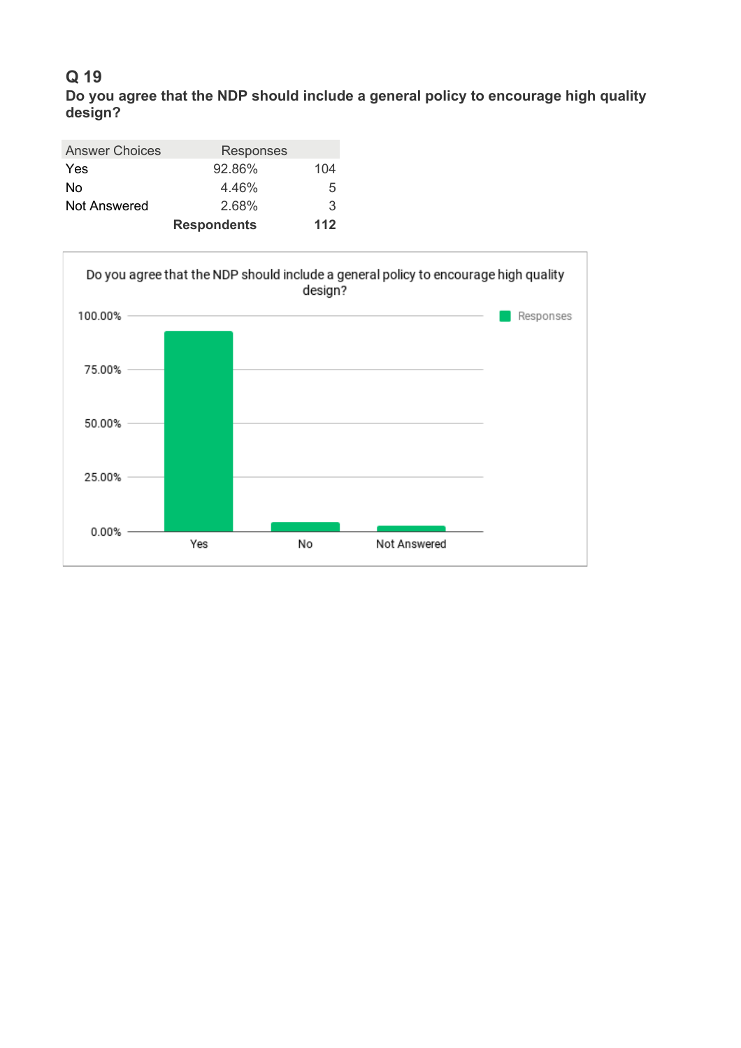## Q 19

**Do you agree that the NDP should include a general policy to encourage high quality design?**

| Answer Choices | Responses | |
|---|---|---|
| Yes | 92.86% | 104 |
| No | 4.46% | 5 |
| Not Answered | 2.68% | 3 |
| | **Respondents** | **112** |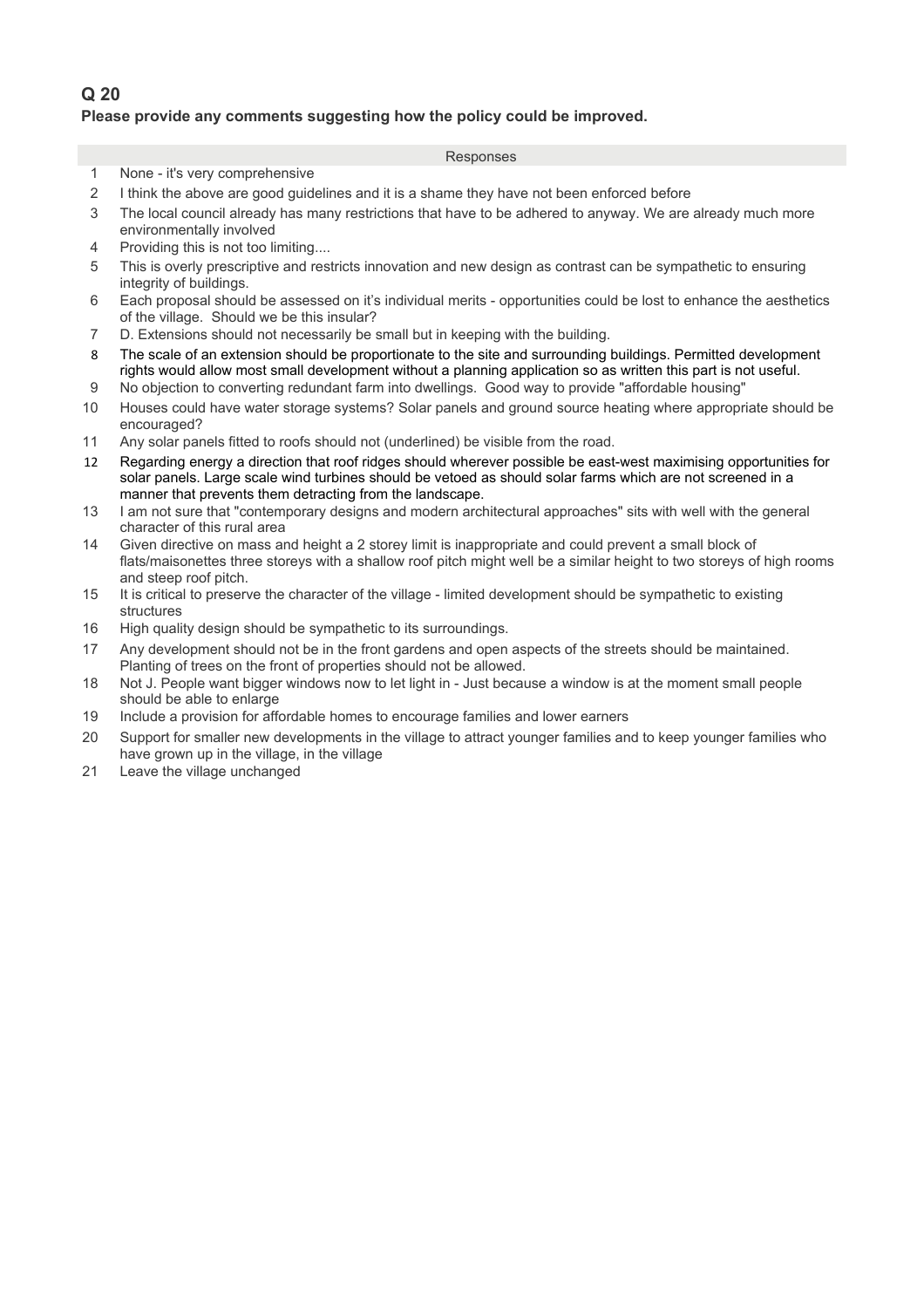## Q 20

**Please provide any comments suggesting how the policy could be improved.**

| | Responses |
|---|---|
| 1 | None - it's very comprehensive |
| 2 | I think the above are good guidelines and it is a shame they have not been enforced before |
| 3 | The local council already has many restrictions that have to be adhered to anyway. We are already much more environmentally involved |
| 4 | Providing this is not too limiting.... |
| 5 | This is overly prescriptive and restricts innovation and new design as contrast can be sympathetic to ensuring integrity of buildings. |
| 6 | Each proposal should be assessed on it's individual merits - opportunities could be lost to enhance the aesthetics of the village. Should we be this insular? |
| 7 | D. Extensions should not necessarily be small but in keeping with the building. |
| 8 | The scale of an extension should be proportionate to the site and surrounding buildings. Permitted development rights would allow most small development without a planning application so as written this part is not useful. |
| 9 | No objection to converting redundant farm into dwellings. Good way to provide "affordable housing" |
| 10 | Houses could have water storage systems? Solar panels and ground source heating where appropriate should be encouraged? |
| 11 | Any solar panels fitted to roofs should not (underlined) be visible from the road. |
| 12 | Regarding energy a direction that roof ridges should wherever possible be east-west maximising opportunities for solar panels. Large scale wind turbines should be vetoed as should solar farms which are not screened in a manner that prevents them detracting from the landscape. |
| 13 | I am not sure that "contemporary designs and modern architectural approaches" sits with well with the general character of this rural area |
| 14 | Given directive on mass and height a 2 storey limit is inappropriate and could prevent a small block of flats/maisonettes three storeys with a shallow roof pitch might well be a similar height to two storeys of high rooms and steep roof pitch. |
| 15 | It is critical to preserve the character of the village - limited development should be sympathetic to existing structures |
| 16 | High quality design should be sympathetic to its surroundings. |
| 17 | Any development should not be in the front gardens and open aspects of the streets should be maintained. Planting of trees on the front of properties should not be allowed. |
| 18 | Not J. People want bigger windows now to let light in - Just because a window is at the moment small people should be able to enlarge |
| 19 | Include a provision for affordable homes to encourage families and lower earners |
| 20 | Support for smaller new developments in the village to attract younger families and to keep younger families who have grown up in the village, in the village |
| 21 | Leave the village unchanged |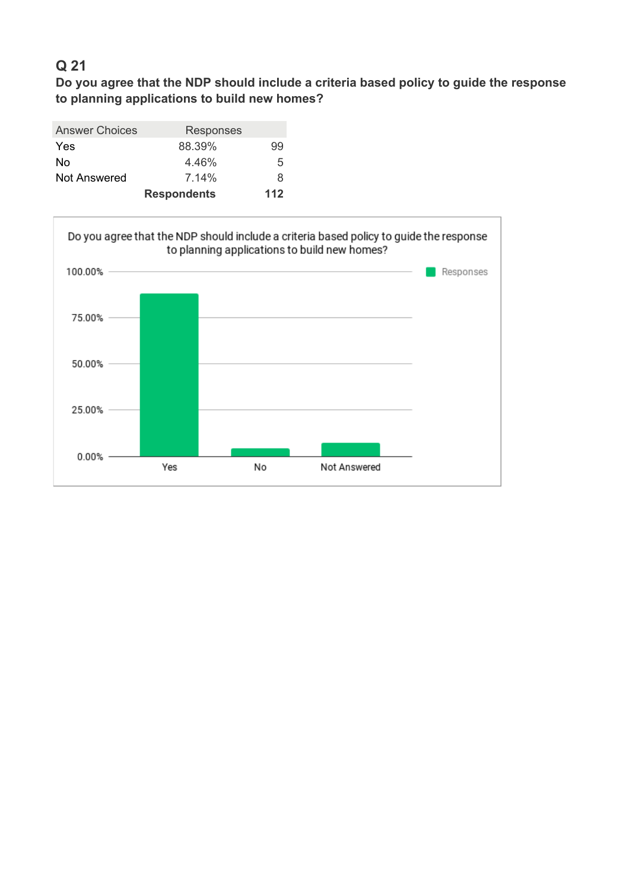## Q 21

**Do you agree that the NDP should include a criteria based policy to guide the response to planning applications to build new homes?**

| Answer Choices | Responses | |
|---|---|---|
| Yes | 88.39% | 99 |
| No | 4.46% | 5 |
| Not Answered | 7.14% | 8 |
| | **Respondents** | **112** |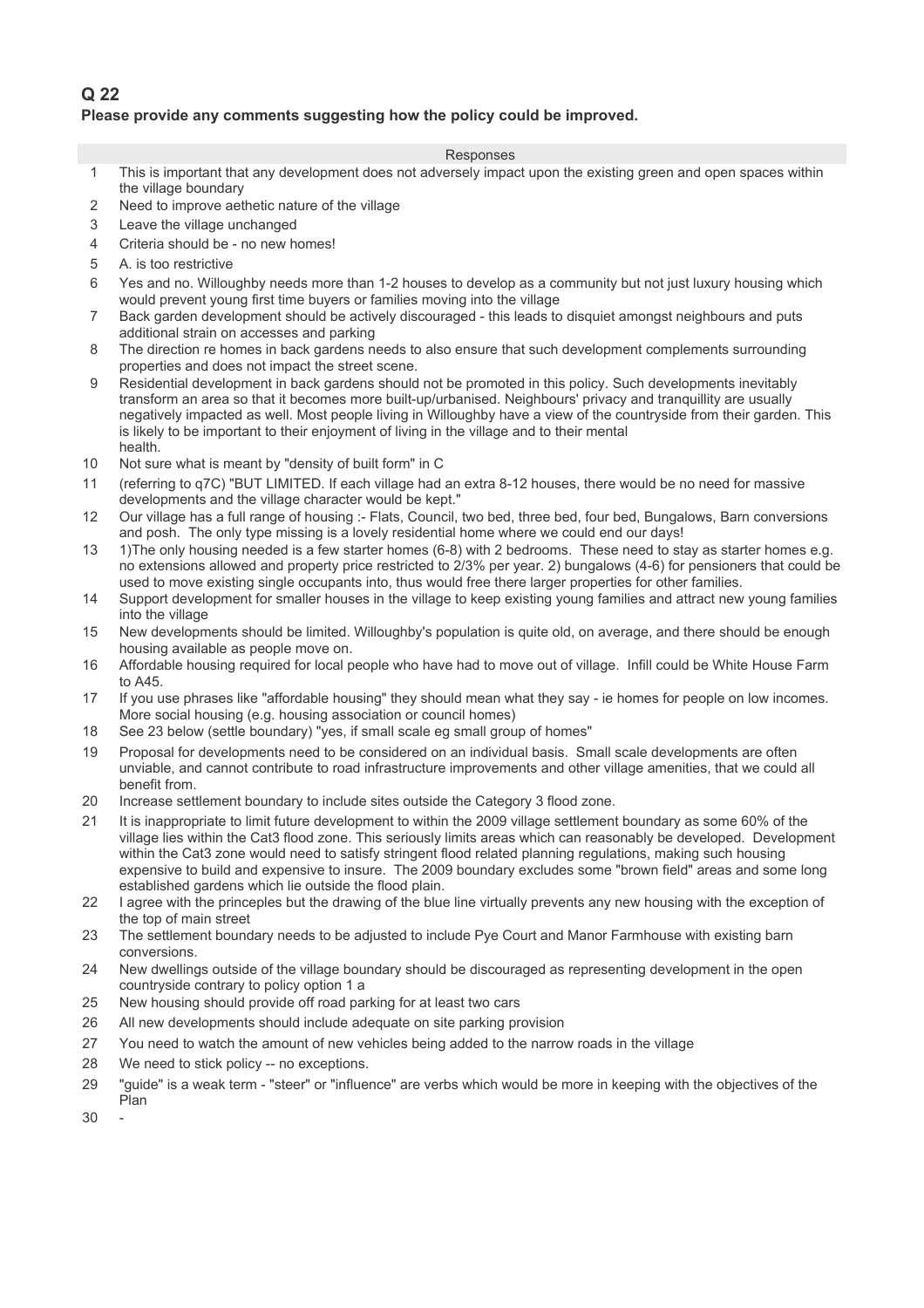## Q 22

**Please provide any comments suggesting how the policy could be improved.**

| | Responses |
|---|---|
| 1 | This is important that any development does not adversely impact upon the existing green and open spaces within the village boundary |
| 2 | Need to improve aethetic nature of the village |
| 3 | Leave the village unchanged |
| 4 | Criteria should be - no new homes! |
| 5 | A. is too restrictive |
| 6 | Yes and no. Willoughby needs more than 1-2 houses to develop as a community but not just luxury housing which would prevent young first time buyers or families moving into the village |
| 7 | Back garden development should be actively discouraged - this leads to disquiet amongst neighbours and puts additional strain on accesses and parking |
| 8 | The direction re homes in back gardens needs to also ensure that such development complements surrounding properties and does not impact the street scene. |
| 9 | Residential development in back gardens should not be promoted in this policy. Such developments inevitably transform an area so that it becomes more built-up/urbanised. Neighbours' privacy and tranquillity are usually negatively impacted as well. Most people living in Willoughby have a view of the countryside from their garden. This is likely to be important to their enjoyment of living in the village and to their mental health. |
| 10 | Not sure what is meant by "density of built form" in C |
| 11 | (referring to q7C) "BUT LIMITED. If each village had an extra 8-12 houses, there would be no need for massive developments and the village character would be kept." |
| 12 | Our village has a full range of housing :- Flats, Council, two bed, three bed, four bed, Bungalows, Barn conversions and posh. The only type missing is a lovely residential home where we could end our days! |
| 13 | 1)The only housing needed is a few starter homes (6-8) with 2 bedrooms. These need to stay as starter homes e.g. no extensions allowed and property price restricted to 2/3% per year. 2) bungalows (4-6) for pensioners that could be used to move existing single occupants into, thus would free there larger properties for other families. |
| 14 | Support development for smaller houses in the village to keep existing young families and attract new young families into the village |
| 15 | New developments should be limited. Willoughby's population is quite old, on average, and there should be enough housing available as people move on. |
| 16 | Affordable housing required for local people who have had to move out of village. Infill could be White House Farm to A45. |
| 17 | If you use phrases like "affordable housing" they should mean what they say - ie homes for people on low incomes. More social housing (e.g. housing association or council homes) |
| 18 | See 23 below (settle boundary) "yes, if small scale eg small group of homes" |
| 19 | Proposal for developments need to be considered on an individual basis. Small scale developments are often unviable, and cannot contribute to road infrastructure improvements and other village amenities, that we could all benefit from. |
| 20 | Increase settlement boundary to include sites outside the Category 3 flood zone. |
| 21 | It is inappropriate to limit future development to within the 2009 village settlement boundary as some 60% of the village lies within the Cat3 flood zone. This seriously limits areas which can reasonably be developed. Development within the Cat3 zone would need to satisfy stringent flood related planning regulations, making such housing expensive to build and expensive to insure. The 2009 boundary excludes some "brown field" areas and some long established gardens which lie outside the flood plain. |
| 22 | I agree with the princeples but the drawing of the blue line virtually prevents any new housing with the exception of the top of main street |
| 23 | The settlement boundary needs to be adjusted to include Pye Court and Manor Farmhouse with existing barn conversions. |
| 24 | New dwellings outside of the village boundary should be discouraged as representing development in the open countryside contrary to policy option 1 a |
| 25 | New housing should provide off road parking for at least two cars |
| 26 | All new developments should include adequate on site parking provision |
| 27 | You need to watch the amount of new vehicles being added to the narrow roads in the village |
| 28 | We need to stick policy -- no exceptions. |
| 29 | "guide" is a weak term - "steer" or "influence" are verbs which would be more in keeping with the objectives of the Plan |
| 30 | - |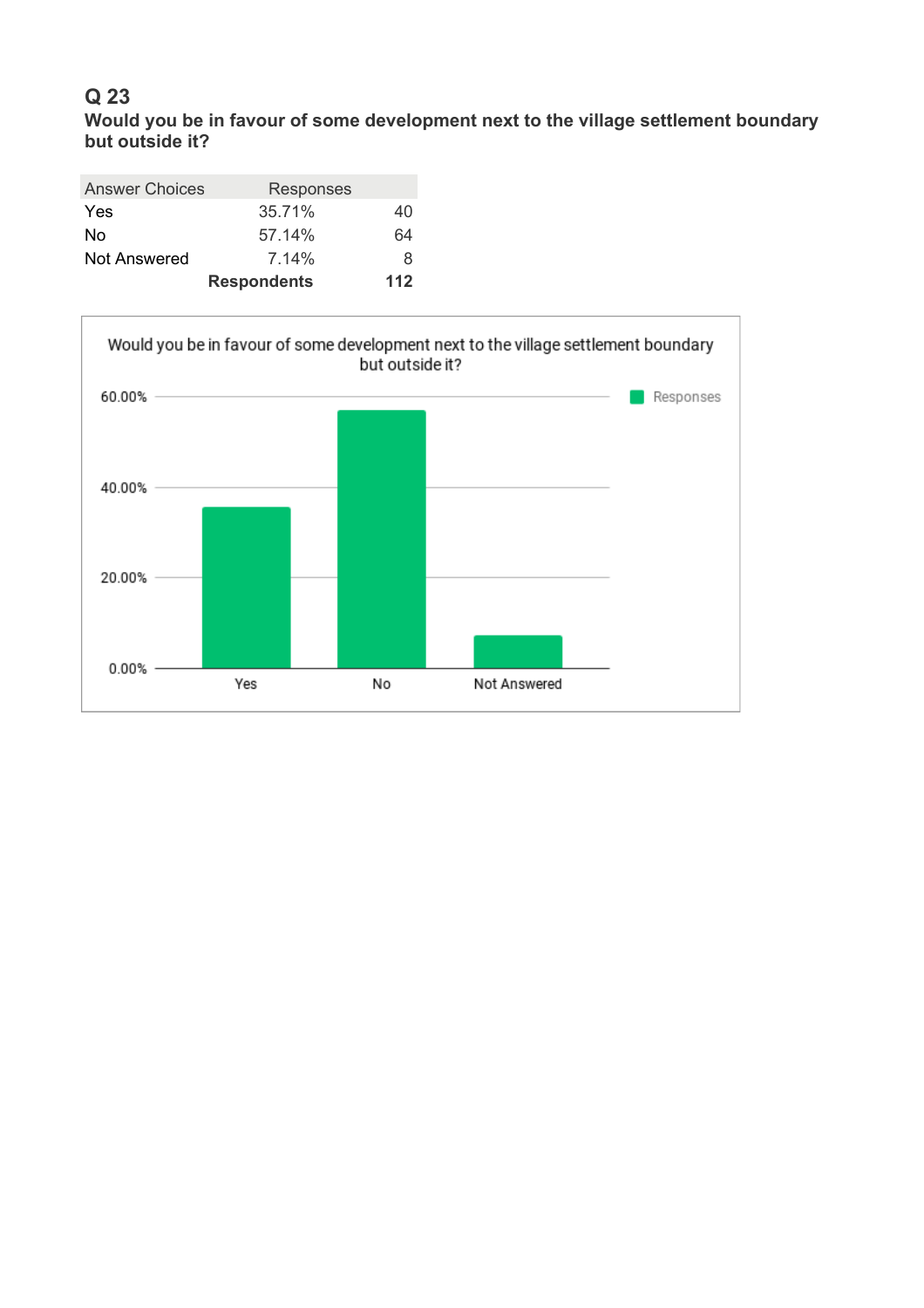## Q 23

**Would you be in favour of some development next to the village settlement boundary but outside it?**

| Answer Choices | Responses | |
|---|---|---|
| Yes | 35.71% | 40 |
| No | 57.14% | 64 |
| Not Answered | 7.14% | 8 |
| | **Respondents** | **112** |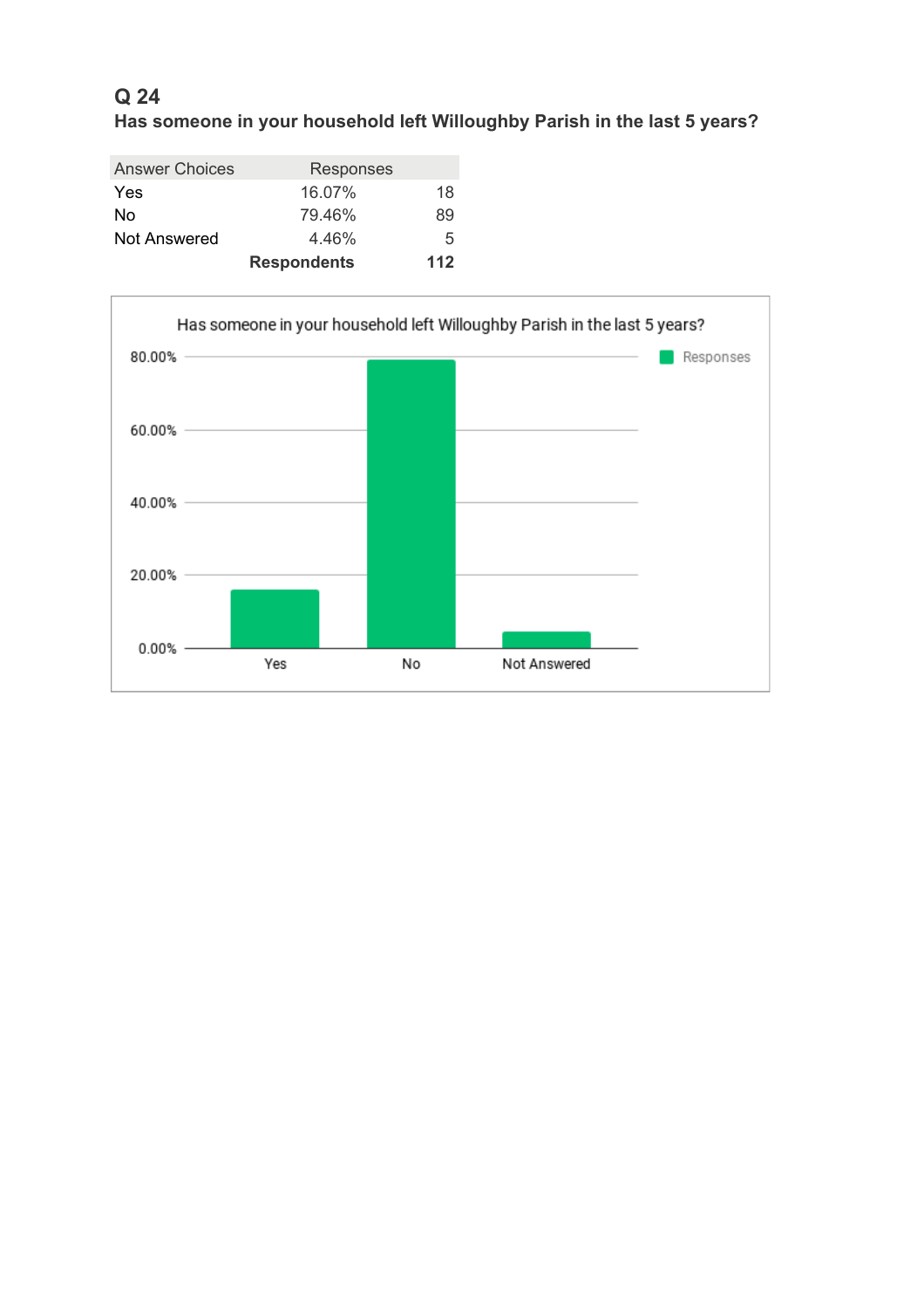## Q 24

**Has someone in your household left Willoughby Parish in the last 5 years?**

| Answer Choices | Responses | |
|---|---|---|
| Yes | 16.07% | 18 |
| No | 79.46% | 89 |
| Not Answered | 4.46% | 5 |
| | **Respondents** | **112** |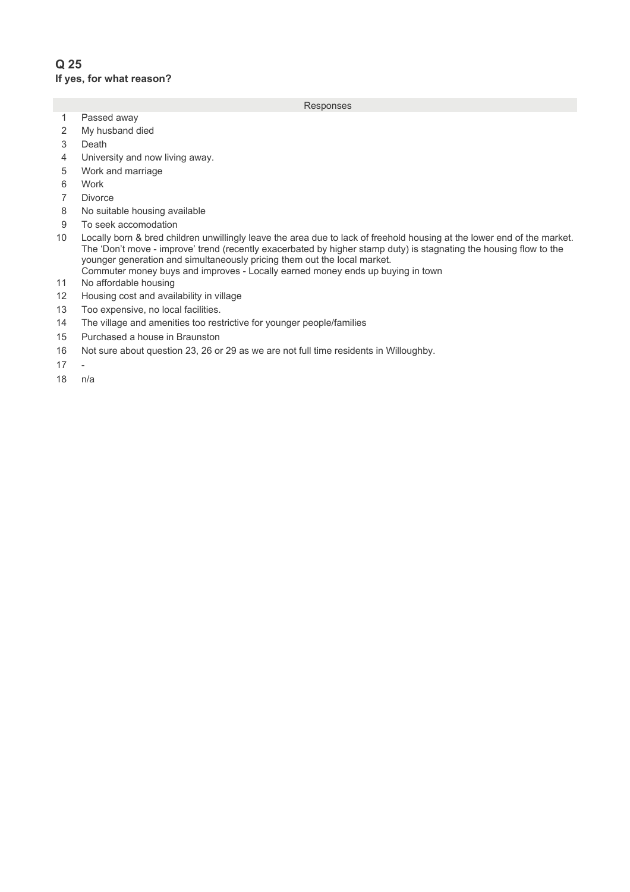## Q 25

**If yes, for what reason?**

| | Responses |
|---|---|
| 1 | Passed away |
| 2 | My husband died |
| 3 | Death |
| 4 | University and now living away. |
| 5 | Work and marriage |
| 6 | Work |
| 7 | Divorce |
| 8 | No suitable housing available |
| 9 | To seek accomodation |
| 10 | Locally born & bred children unwillingly leave the area due to lack of freehold housing at the lower end of the market. The 'Don't move - improve' trend (recently exacerbated by higher stamp duty) is stagnating the housing flow to the younger generation and simultaneously pricing them out the local market.<br>Commuter money buys and improves - Locally earned money ends up buying in town |
| 11 | No affordable housing |
| 12 | Housing cost and availability in village |
| 13 | Too expensive, no local facilities. |
| 14 | The village and amenities too restrictive for younger people/families |
| 15 | Purchased a house in Braunston |
| 16 | Not sure about question 23, 26 or 29 as we are not full time residents in Willoughby. |
| 17 | - |
| 18 | n/a |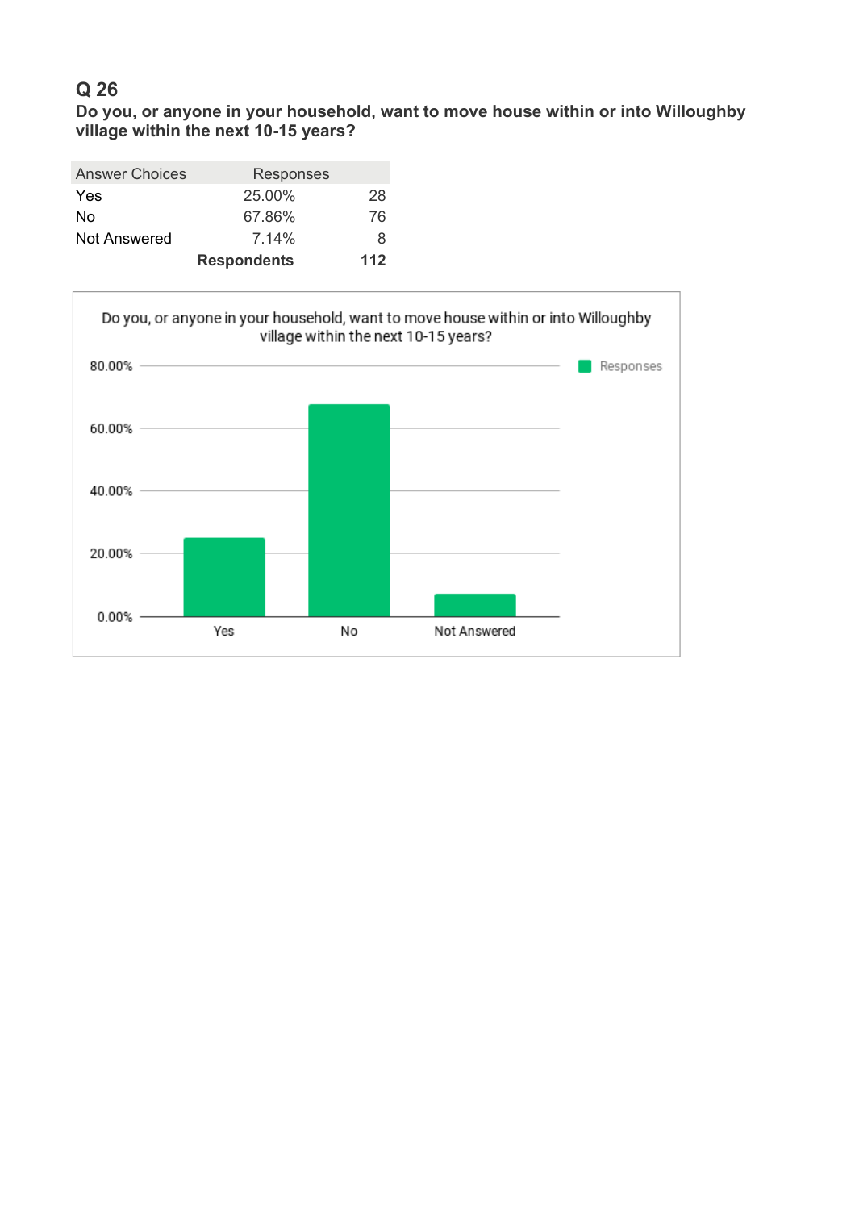## Q 26

**Do you, or anyone in your household, want to move house within or into Willoughby village within the next 10-15 years?**

| Answer Choices | Responses | |
|---|---|---|
| Yes | 25.00% | 28 |
| No | 67.86% | 76 |
| Not Answered | 7.14% | 8 |
| | **Respondents** | **112** |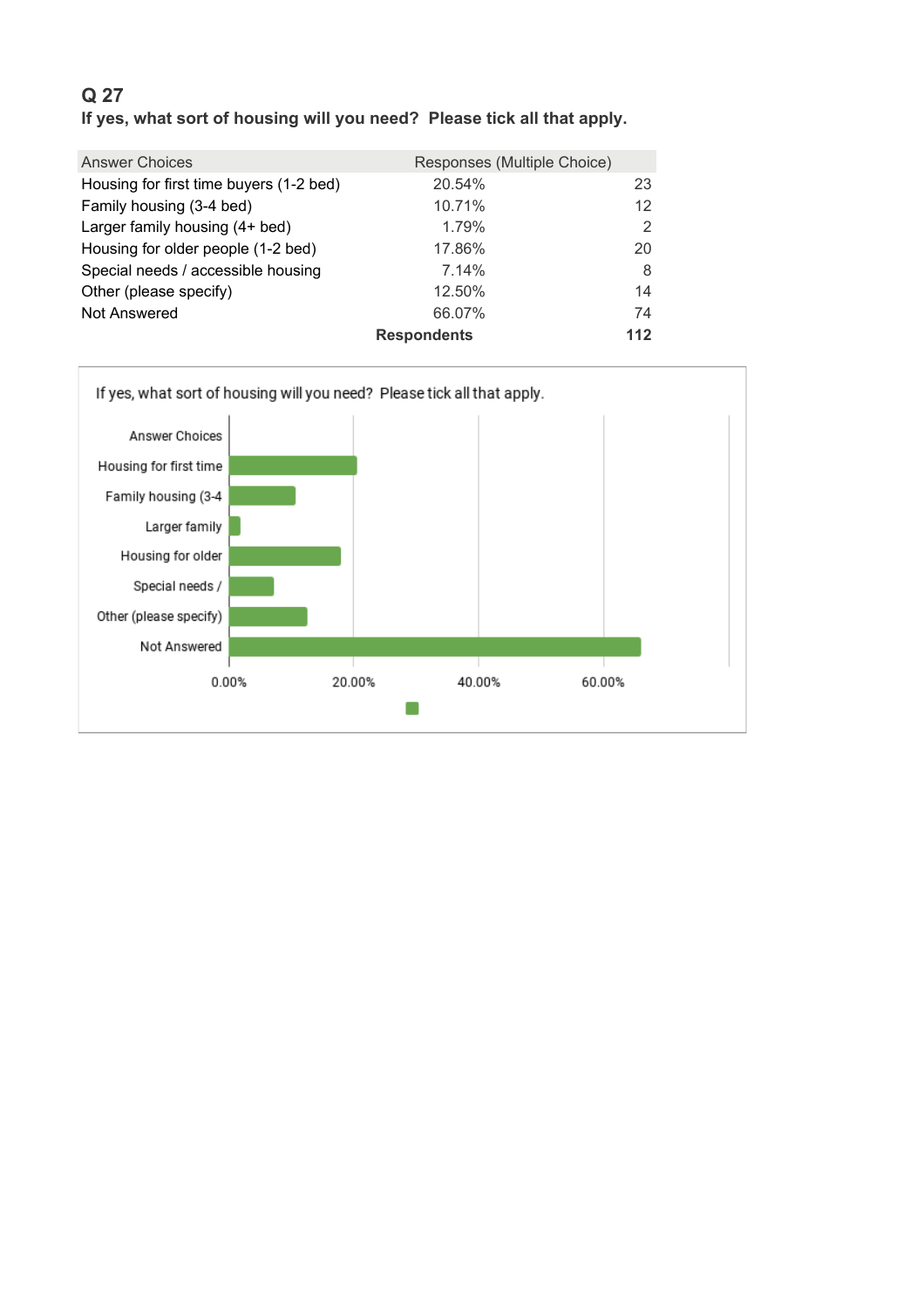## Q 27

**If yes, what sort of housing will you need? Please tick all that apply.**

| Answer Choices | Responses (Multiple Choice) | |
|---|---|---|
| Housing for first time buyers (1-2 bed) | 20.54% | 23 |
| Family housing (3-4 bed) | 10.71% | 12 |
| Larger family housing (4+ bed) | 1.79% | 2 |
| Housing for older people (1-2 bed) | 17.86% | 20 |
| Special needs / accessible housing | 7.14% | 8 |
| Other (please specify) | 12.50% | 14 |
| Not Answered | 66.07% | 74 |
| | **Respondents** | **112** |

If yes, what sort of housing will you need? Please tick all that apply.

| Answer Choices | |
|---|---|
| Housing for first time | 20.54% |
| Family housing (3-4 | 10.71% |
| Larger family | 1.79% |
| Housing for older | 17.86% |
| Special needs / | 7.14% |
| Other (please specify) | 12.50% |
| Not Answered | 66.07% |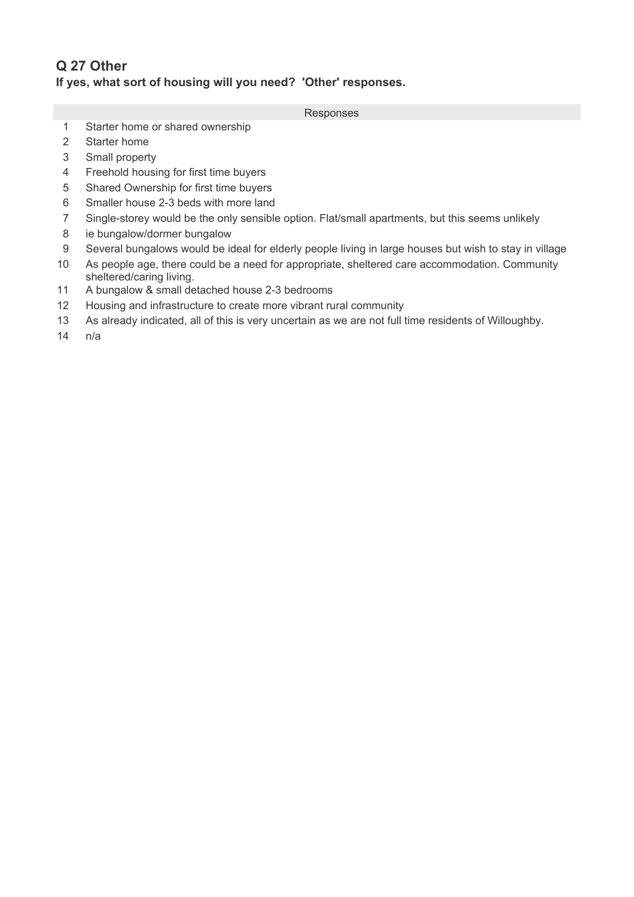## Q 27 Other

**If yes, what sort of housing will you need? 'Other' responses.**

| | Responses |
|---|---|
| 1 | Starter home or shared ownership |
| 2 | Starter home |
| 3 | Small property |
| 4 | Freehold housing for first time buyers |
| 5 | Shared Ownership for first time buyers |
| 6 | Smaller house 2-3 beds with more land |
| 7 | Single-storey would be the only sensible option. Flat/small apartments, but this seems unlikely |
| 8 | ie bungalow/dormer bungalow |
| 9 | Several bungalows would be ideal for elderly people living in large houses but wish to stay in village |
| 10 | As people age, there could be a need for appropriate, sheltered care accommodation. Community sheltered/caring living. |
| 11 | A bungalow & small detached house 2-3 bedrooms |
| 12 | Housing and infrastructure to create more vibrant rural community |
| 13 | As already indicated, all of this is very uncertain as we are not full time residents of Willoughby. |
| 14 | n/a |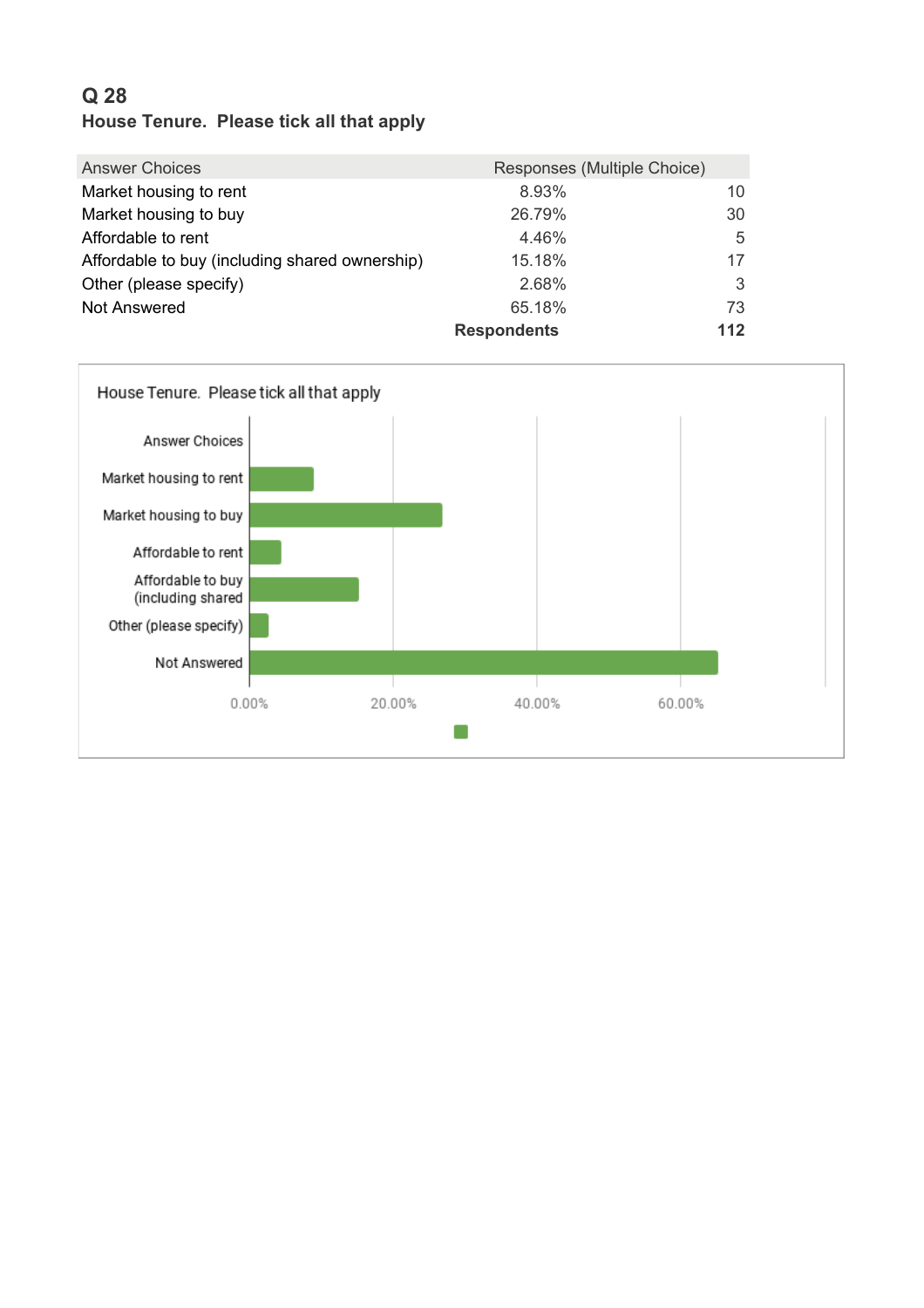## Q 28

**House Tenure. Please tick all that apply**

| Answer Choices | Responses (Multiple Choice) | |
|---|---|---|
| Market housing to rent | 8.93% | 10 |
| Market housing to buy | 26.79% | 30 |
| Affordable to rent | 4.46% | 5 |
| Affordable to buy (including shared ownership) | 15.18% | 17 |
| Other (please specify) | 2.68% | 3 |
| Not Answered | 65.18% | 73 |
| | **Respondents** | **112** |

House Tenure. Please tick all that apply

| Answer Choices | Percentage |
|---|---|
| Market housing to rent | 8.93% |
| Market housing to buy | 26.79% |
| Affordable to rent | 4.46% |
| Affordable to buy (including shared | 15.18% |
| Other (please specify) | 2.68% |
| Not Answered | 65.18% |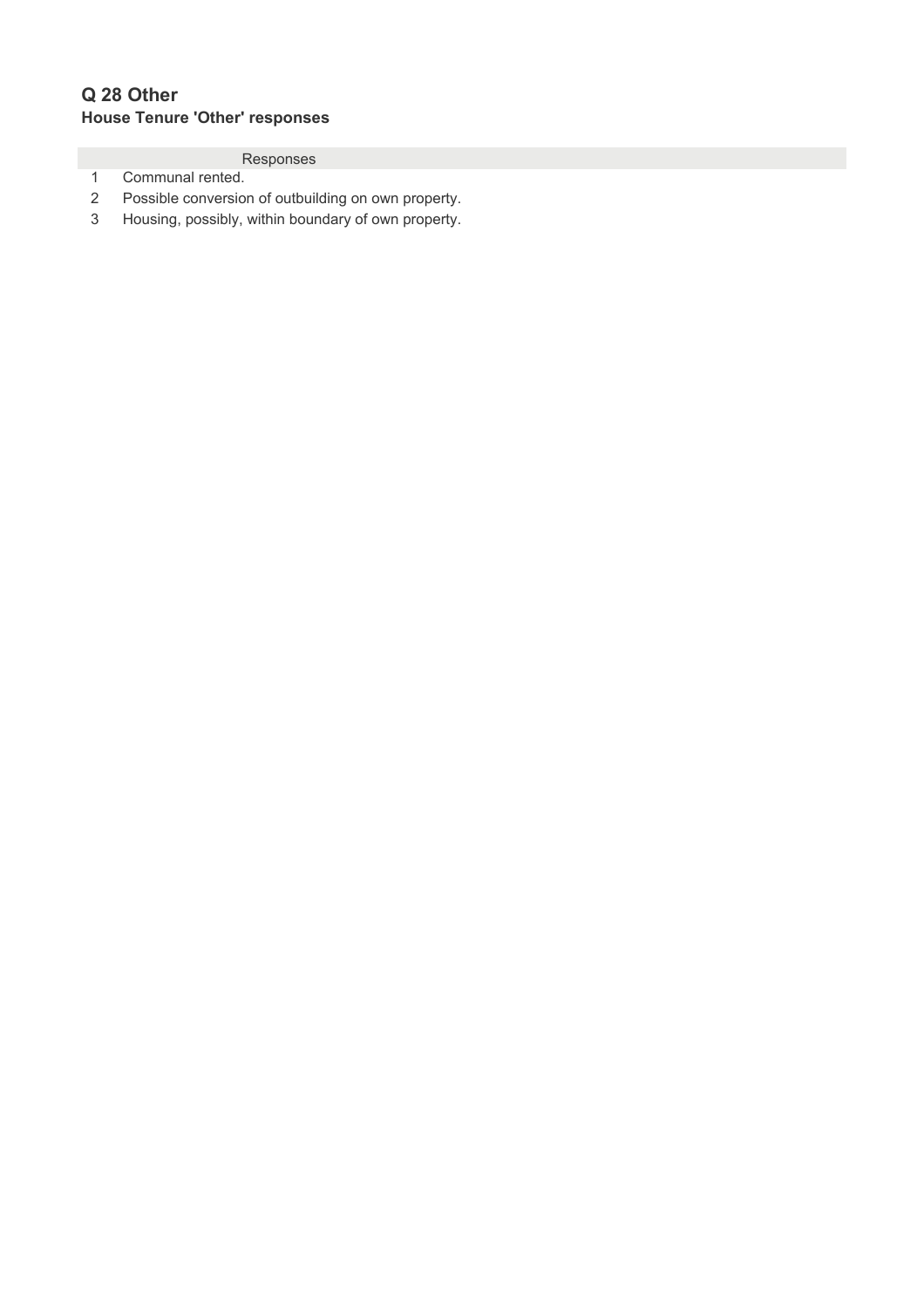## Q 28 Other

**House Tenure 'Other' responses**

|   | Responses |
|---|---|
| 1 | Communal rented. |
| 2 | Possible conversion of outbuilding on own property. |
| 3 | Housing, possibly, within boundary of own property. |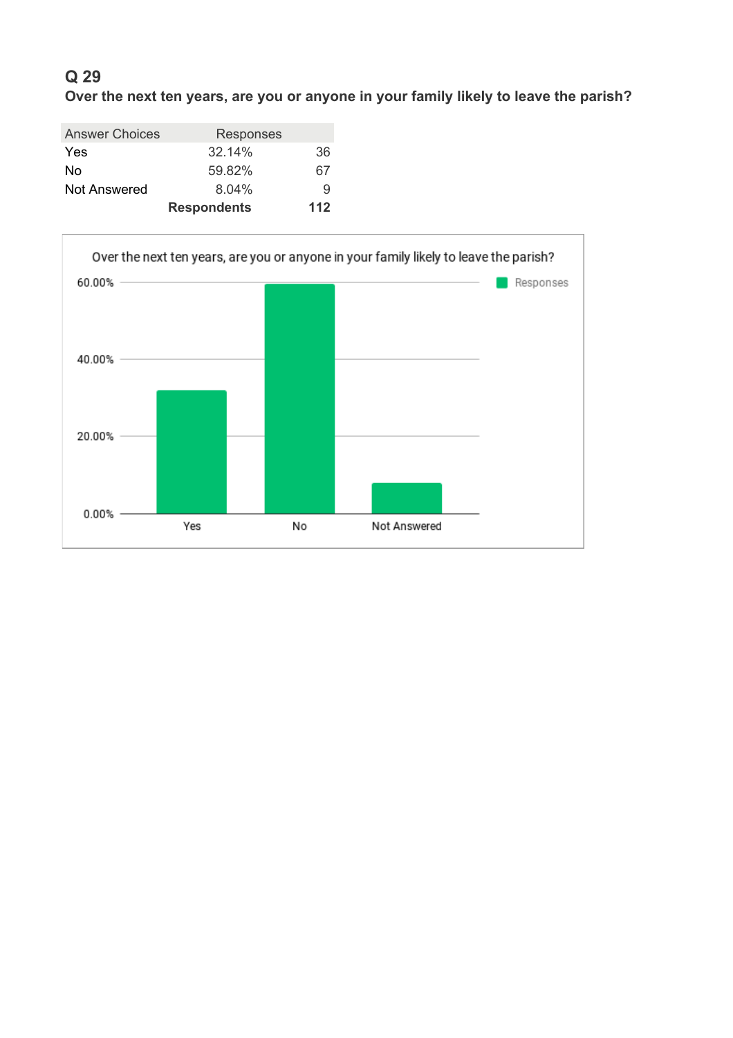## Q 29

**Over the next ten years, are you or anyone in your family likely to leave the parish?**

| Answer Choices | Responses | |
|---|---|---|
| Yes | 32.14% | 36 |
| No | 59.82% | 67 |
| Not Answered | 8.04% | 9 |
| | **Respondents** | **112** |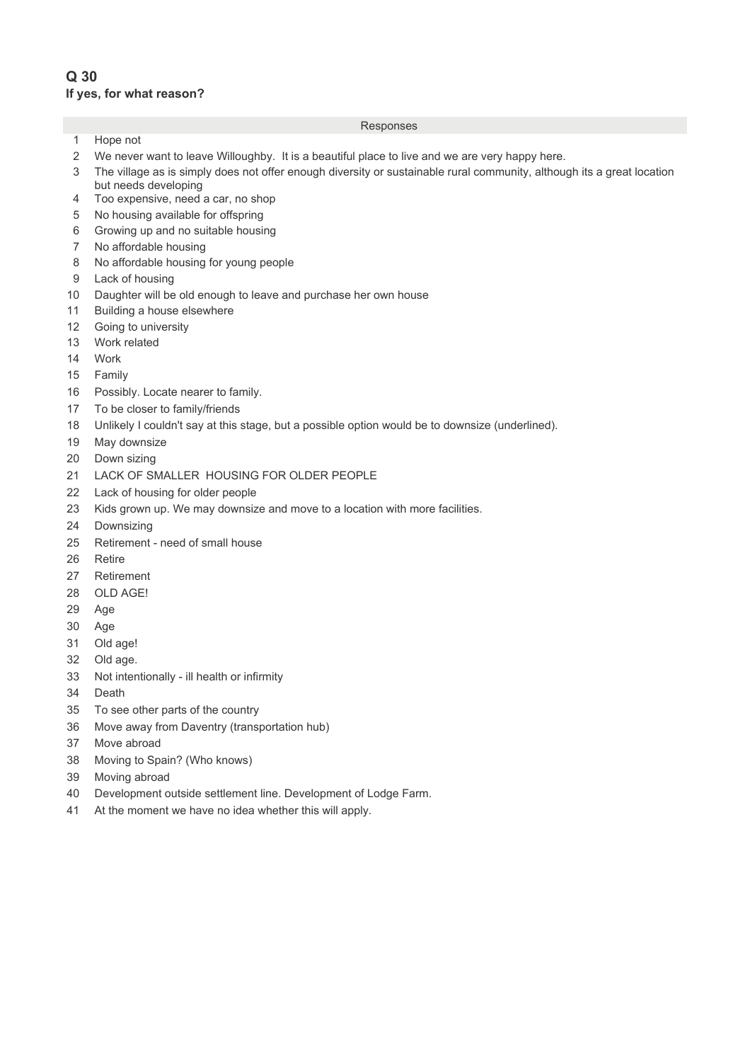## Q 30

**If yes, for what reason?**

| | Responses |
|---|---|
| 1 | Hope not |
| 2 | We never want to leave Willoughby.  It is a beautiful place to live and we are very happy here. |
| 3 | The village as is simply does not offer enough diversity or sustainable rural community, although its a great location but needs developing |
| 4 | Too expensive, need a car, no shop |
| 5 | No housing available for offspring |
| 6 | Growing up and no suitable housing |
| 7 | No affordable housing |
| 8 | No affordable housing for young people |
| 9 | Lack of housing |
| 10 | Daughter will be old enough to leave and purchase her own house |
| 11 | Building a house elsewhere |
| 12 | Going to university |
| 13 | Work related |
| 14 | Work |
| 15 | Family |
| 16 | Possibly. Locate nearer to family. |
| 17 | To be closer to family/friends |
| 18 | Unlikely I couldn't say at this stage, but a possible option would be to downsize (underlined). |
| 19 | May downsize |
| 20 | Down sizing |
| 21 | LACK OF SMALLER  HOUSING FOR OLDER PEOPLE |
| 22 | Lack of housing for older people |
| 23 | Kids grown up. We may downsize and move to a location with more facilities. |
| 24 | Downsizing |
| 25 | Retirement - need of small house |
| 26 | Retire |
| 27 | Retirement |
| 28 | OLD AGE! |
| 29 | Age |
| 30 | Age |
| 31 | Old age! |
| 32 | Old age. |
| 33 | Not intentionally - ill health or infirmity |
| 34 | Death |
| 35 | To see other parts of the country |
| 36 | Move away from Daventry (transportation hub) |
| 37 | Move abroad |
| 38 | Moving to Spain? (Who knows) |
| 39 | Moving abroad |
| 40 | Development outside settlement line. Development of Lodge Farm. |
| 41 | At the moment we have no idea whether this will apply. |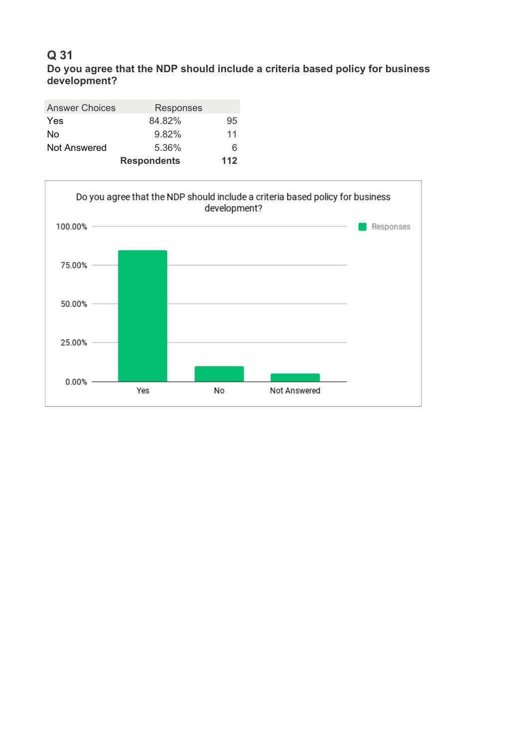### Q 31

**Do you agree that the NDP should include a criteria based policy for business development?**

| Answer Choices | Responses | |
|---|---|---|
| Yes | 84.82% | 95 |
| No | 9.82% | 11 |
| Not Answered | 5.36% | 6 |
| | **Respondents** | **112** |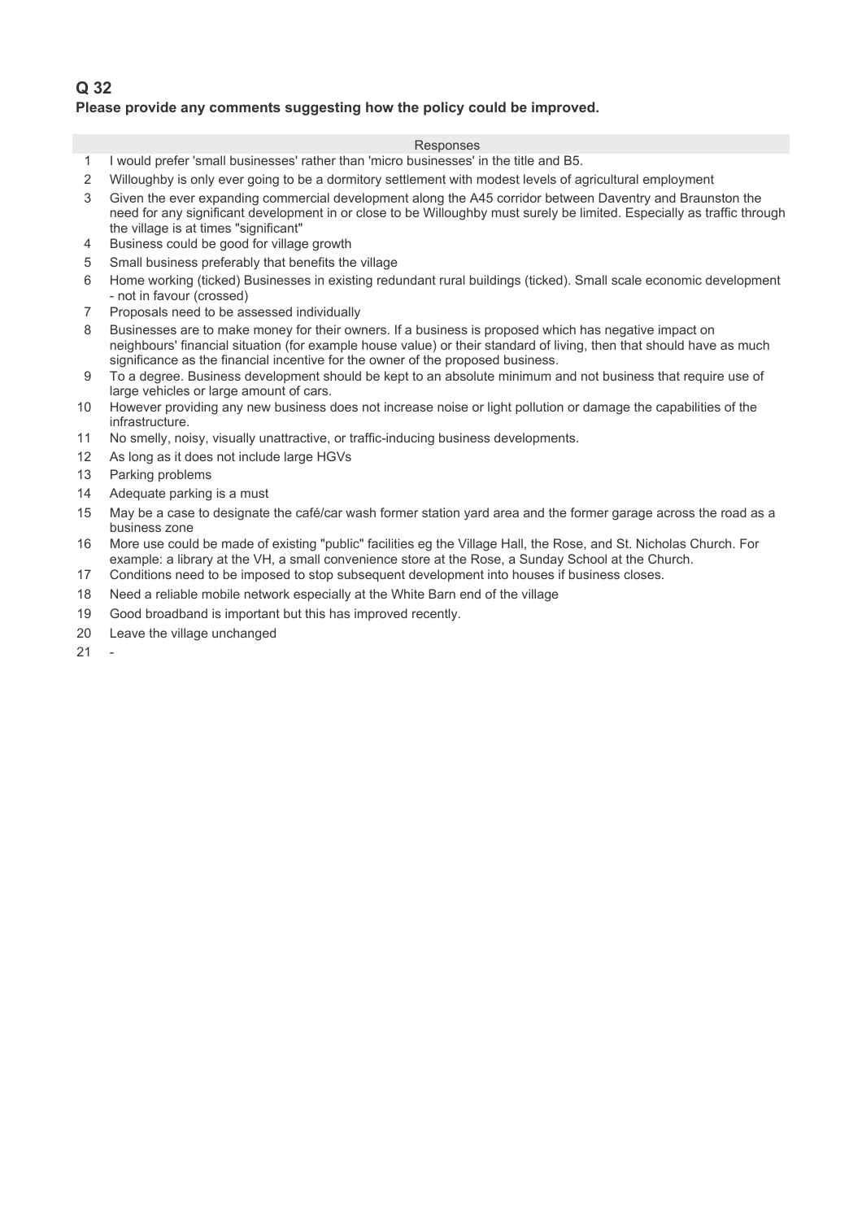## Q 32

**Please provide any comments suggesting how the policy could be improved.**

| | Responses |
|---|---|
| 1 | I would prefer 'small businesses' rather than 'micro businesses' in the title and B5. |
| 2 | Willoughby is only ever going to be a dormitory settlement with modest levels of agricultural employment |
| 3 | Given the ever expanding commercial development along the A45 corridor between Daventry and Braunston the need for any significant development in or close to be Willoughby must surely be limited. Especially as traffic through the village is at times "significant" |
| 4 | Business could be good for village growth |
| 5 | Small business preferably that benefits the village |
| 6 | Home working (ticked) Businesses in existing redundant rural buildings (ticked). Small scale economic development - not in favour (crossed) |
| 7 | Proposals need to be assessed individually |
| 8 | Businesses are to make money for their owners. If a business is proposed which has negative impact on neighbours' financial situation (for example house value) or their standard of living, then that should have as much significance as the financial incentive for the owner of the proposed business. |
| 9 | To a degree. Business development should be kept to an absolute minimum and not business that require use of large vehicles or large amount of cars. |
| 10 | However providing any new business does not increase noise or light pollution or damage the capabilities of the infrastructure. |
| 11 | No smelly, noisy, visually unattractive, or traffic-inducing business developments. |
| 12 | As long as it does not include large HGVs |
| 13 | Parking problems |
| 14 | Adequate parking is a must |
| 15 | May be a case to designate the café/car wash former station yard area and the former garage across the road as a business zone |
| 16 | More use could be made of existing "public" facilities eg the Village Hall, the Rose, and St. Nicholas Church. For example: a library at the VH, a small convenience store at the Rose, a Sunday School at the Church. |
| 17 | Conditions need to be imposed to stop subsequent development into houses if business closes. |
| 18 | Need a reliable mobile network especially at the White Barn end of the village |
| 19 | Good broadband is important but this has improved recently. |
| 20 | Leave the village unchanged |
| 21 | - |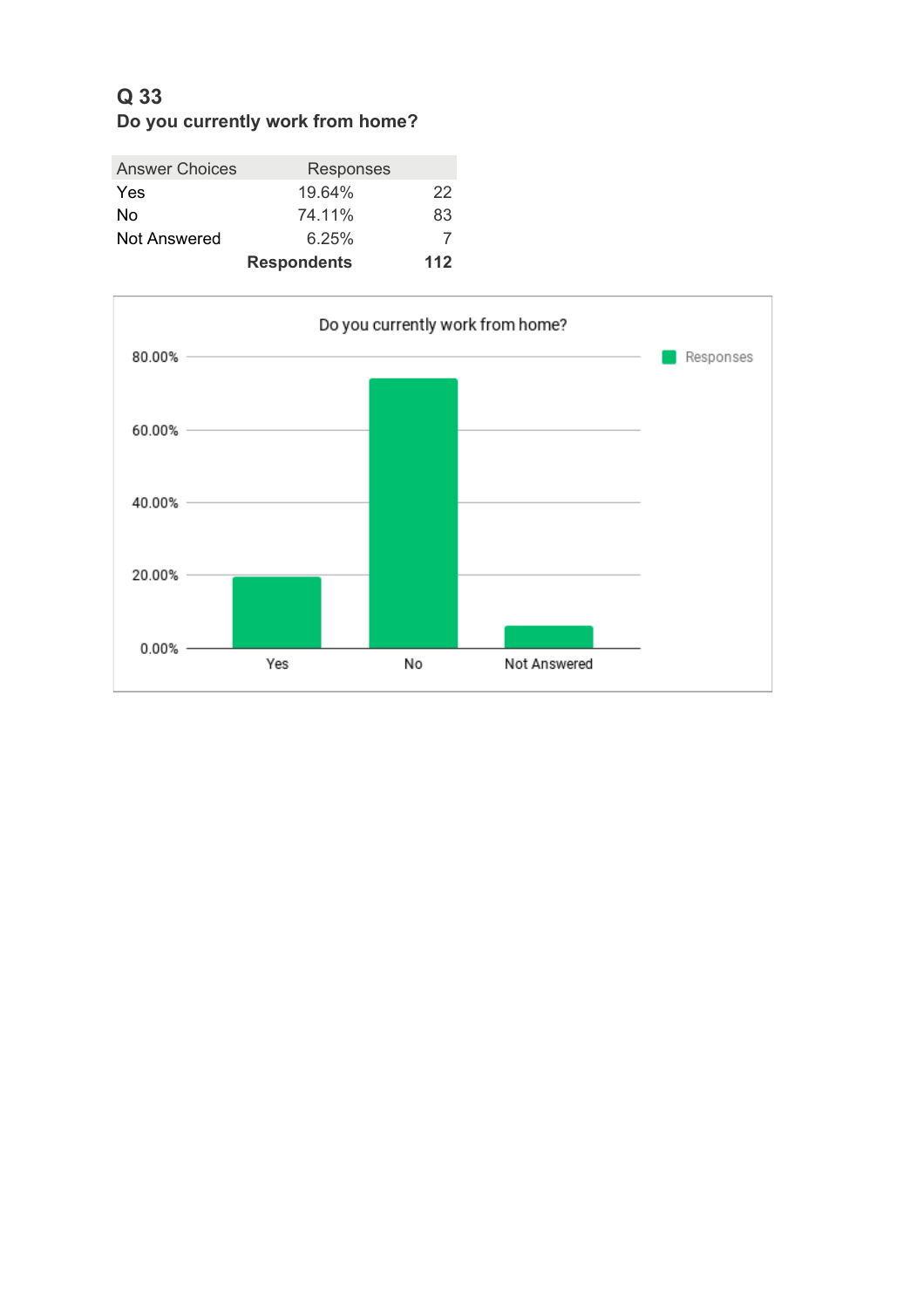## Q 33
### Do you currently work from home?

| Answer Choices | Responses | |
|---|---|---|
| Yes | 19.64% | 22 |
| No | 74.11% | 83 |
| Not Answered | 6.25% | 7 |
| | **Respondents** | **112** |

Do you currently work from home?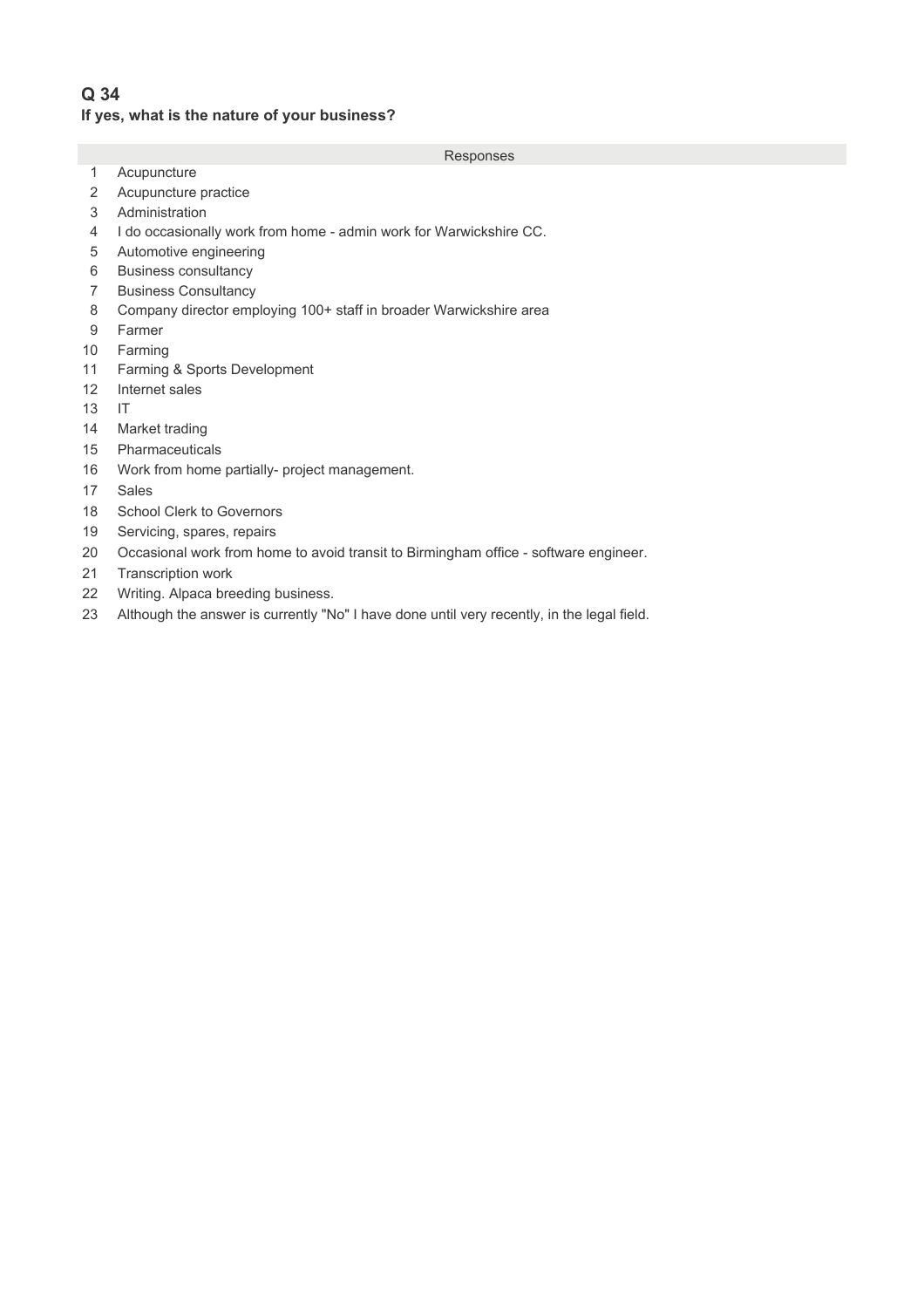## Q 34

**If yes, what is the nature of your business?**

| | Responses |
|---|---|
| 1 | Acupuncture |
| 2 | Acupuncture practice |
| 3 | Administration |
| 4 | I do occasionally work from home - admin work for Warwickshire CC. |
| 5 | Automotive engineering |
| 6 | Business consultancy |
| 7 | Business Consultancy |
| 8 | Company director employing 100+ staff in broader Warwickshire area |
| 9 | Farmer |
| 10 | Farming |
| 11 | Farming & Sports Development |
| 12 | Internet sales |
| 13 | IT |
| 14 | Market trading |
| 15 | Pharmaceuticals |
| 16 | Work from home partially- project management. |
| 17 | Sales |
| 18 | School Clerk to Governors |
| 19 | Servicing, spares, repairs |
| 20 | Occasional work from home to avoid transit to Birmingham office - software engineer. |
| 21 | Transcription work |
| 22 | Writing. Alpaca breeding business. |
| 23 | Although the answer is currently "No" I have done until very recently, in the legal field. |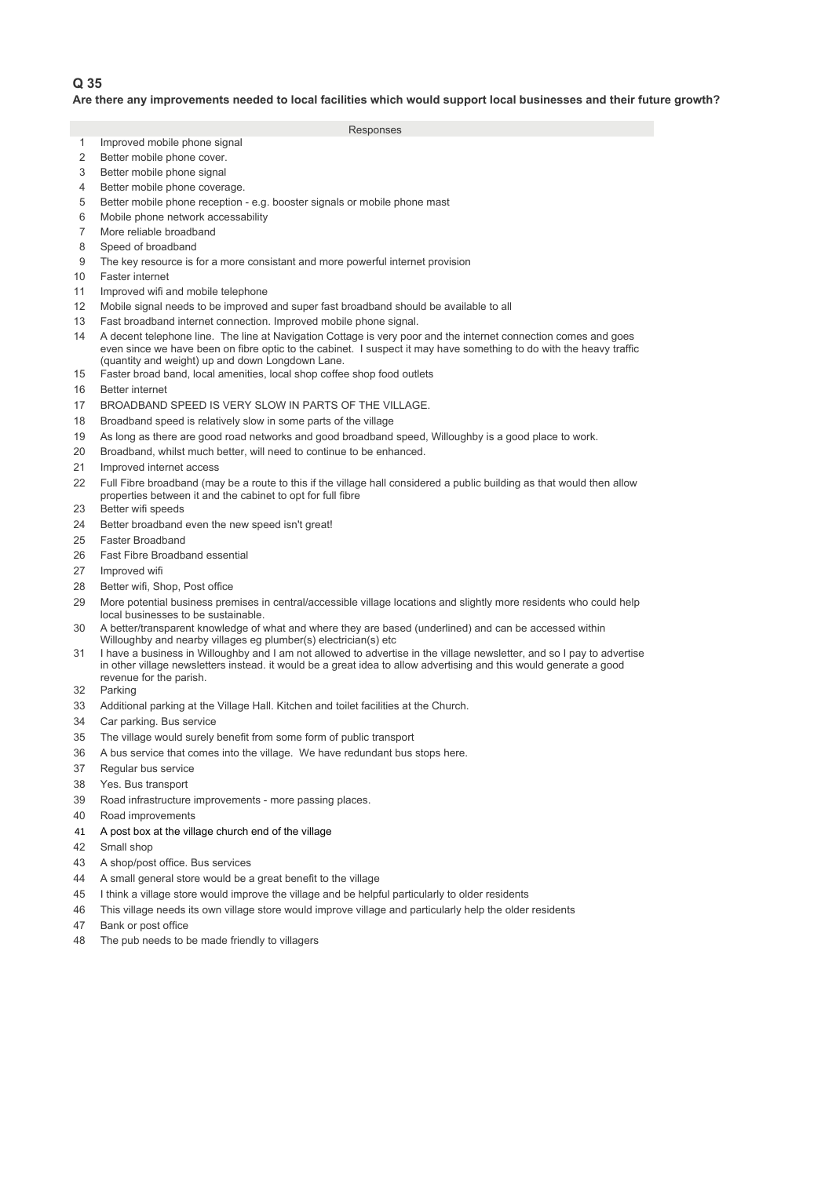## Q 35

**Are there any improvements needed to local facilities which would support local businesses and their future growth?**

| | Responses |
|---|---|
| 1 | Improved mobile phone signal |
| 2 | Better mobile phone cover. |
| 3 | Better mobile phone signal |
| 4 | Better mobile phone coverage. |
| 5 | Better mobile phone reception - e.g. booster signals or mobile phone mast |
| 6 | Mobile phone network accessability |
| 7 | More reliable broadband |
| 8 | Speed of broadband |
| 9 | The key resource is for a more consistant and more powerful internet provision |
| 10 | Faster internet |
| 11 | Improved wifi and mobile telephone |
| 12 | Mobile signal needs to be improved and super fast broadband should be available to all |
| 13 | Fast broadband internet connection. Improved mobile phone signal. |
| 14 | A decent telephone line. The line at Navigation Cottage is very poor and the internet connection comes and goes even since we have been on fibre optic to the cabinet. I suspect it may have something to do with the heavy traffic (quantity and weight) up and down Longdown Lane. |
| 15 | Faster broad band, local amenities, local shop coffee shop food outlets |
| 16 | Better internet |
| 17 | BROADBAND SPEED IS VERY SLOW IN PARTS OF THE VILLAGE. |
| 18 | Broadband speed is relatively slow in some parts of the village |
| 19 | As long as there are good road networks and good broadband speed, Willoughby is a good place to work. |
| 20 | Broadband, whilst much better, will need to continue to be enhanced. |
| 21 | Improved internet access |
| 22 | Full Fibre broadband (may be a route to this if the village hall considered a public building as that would then allow properties between it and the cabinet to opt for full fibre |
| 23 | Better wifi speeds |
| 24 | Better broadband even the new speed isn't great! |
| 25 | Faster Broadband |
| 26 | Fast Fibre Broadband essential |
| 27 | Improved wifi |
| 28 | Better wifi, Shop, Post office |
| 29 | More potential business premises in central/accessible village locations and slightly more residents who could help local businesses to be sustainable. |
| 30 | A better/transparent knowledge of what and where they are based (underlined) and can be accessed within Willoughby and nearby villages eg plumber(s) electrician(s) etc |
| 31 | I have a business in Willoughby and I am not allowed to advertise in the village newsletter, and so I pay to advertise in other village newsletters instead. it would be a great idea to allow advertising and this would generate a good revenue for the parish. |
| 32 | Parking |
| 33 | Additional parking at the Village Hall. Kitchen and toilet facilities at the Church. |
| 34 | Car parking. Bus service |
| 35 | The village would surely benefit from some form of public transport |
| 36 | A bus service that comes into the village. We have redundant bus stops here. |
| 37 | Regular bus service |
| 38 | Yes. Bus transport |
| 39 | Road infrastructure improvements - more passing places. |
| 40 | Road improvements |
| 41 | A post box at the village church end of the village |
| 42 | Small shop |
| 43 | A shop/post office. Bus services |
| 44 | A small general store would be a great benefit to the village |
| 45 | I think a village store would improve the village and be helpful particularly to older residents |
| 46 | This village needs its own village store would improve village and particularly help the older residents |
| 47 | Bank or post office |
| 48 | The pub needs to be made friendly to villagers |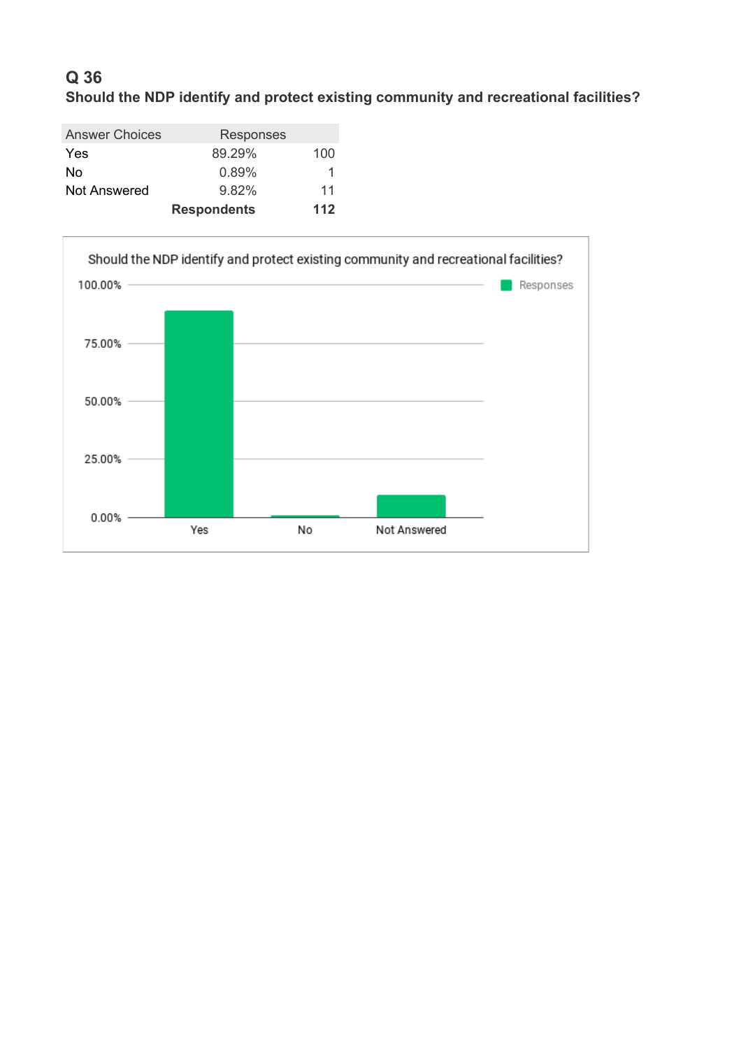## Q 36

**Should the NDP identify and protect existing community and recreational facilities?**

| Answer Choices | Responses | |
|---|---|---|
| Yes | 89.29% | 100 |
| No | 0.89% | 1 |
| Not Answered | 9.82% | 11 |
| | **Respondents** | **112** |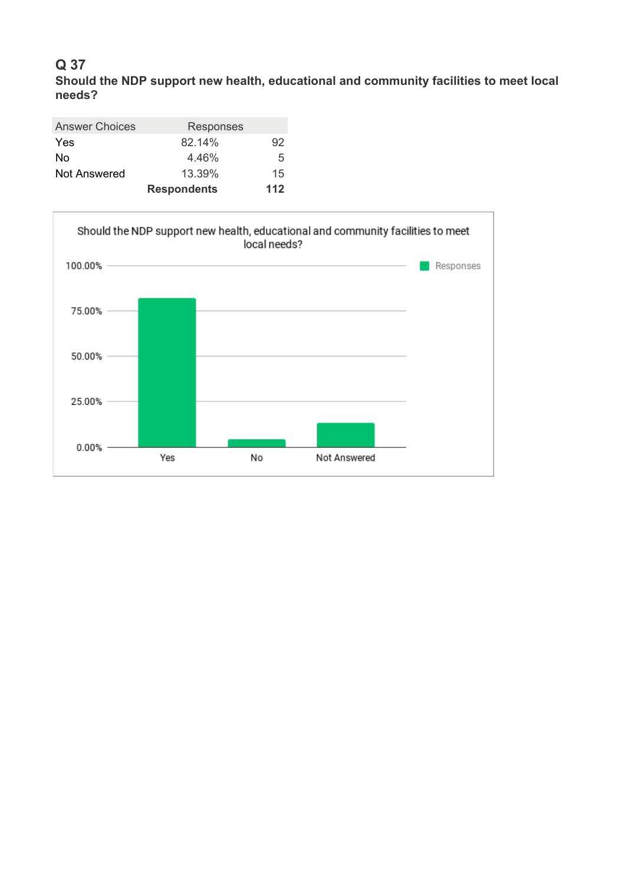## Q 37

**Should the NDP support new health, educational and community facilities to meet local needs?**

| Answer Choices | Responses | |
|---|---|---|
| Yes | 82.14% | 92 |
| No | 4.46% | 5 |
| Not Answered | 13.39% | 15 |
| | **Respondents** | **112** |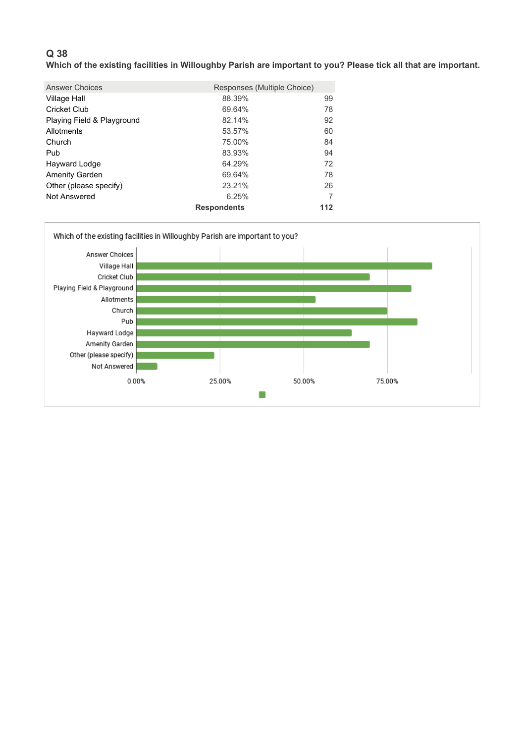## Q 38

**Which of the existing facilities in Willoughby Parish are important to you? Please tick all that are important.**

| Answer Choices | Responses (Multiple Choice) | |
|---|---|---|
| Village Hall | 88.39% | 99 |
| Cricket Club | 69.64% | 78 |
| Playing Field & Playground | 82.14% | 92 |
| Allotments | 53.57% | 60 |
| Church | 75.00% | 84 |
| Pub | 83.93% | 94 |
| Hayward Lodge | 64.29% | 72 |
| Amenity Garden | 69.64% | 78 |
| Other (please specify) | 23.21% | 26 |
| Not Answered | 6.25% | 7 |
| | **Respondents** | **112** |

Which of the existing facilities in Willoughby Parish are important to you?

| Answer Choices | |
|---|---|
| Village Hall | 88.39% |
| Cricket Club | 69.64% |
| Playing Field & Playground | 82.14% |
| Allotments | 53.57% |
| Church | 75.00% |
| Pub | 83.93% |
| Hayward Lodge | 64.29% |
| Amenity Garden | 69.64% |
| Other (please specify) | 23.21% |
| Not Answered | 6.25% |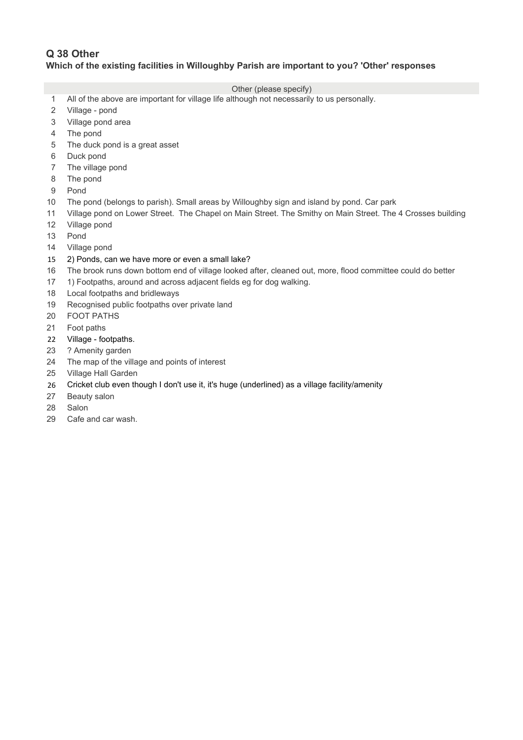## Q 38 Other

**Which of the existing facilities in Willoughby Parish are important to you? 'Other' responses**

| | Other (please specify) |
|---|---|
| 1 | All of the above are important for village life although not necessarily to us personally. |
| 2 | Village - pond |
| 3 | Village pond area |
| 4 | The pond |
| 5 | The duck pond is a great asset |
| 6 | Duck pond |
| 7 | The village pond |
| 8 | The pond |
| 9 | Pond |
| 10 | The pond (belongs to parish). Small areas by Willoughby sign and island by pond. Car park |
| 11 | Village pond on Lower Street. The Chapel on Main Street. The Smithy on Main Street. The 4 Crosses building |
| 12 | Village pond |
| 13 | Pond |
| 14 | Village pond |
| 15 | 2) Ponds, can we have more or even a small lake? |
| 16 | The brook runs down bottom end of village looked after, cleaned out, more, flood committee could do better |
| 17 | 1) Footpaths, around and across adjacent fields eg for dog walking. |
| 18 | Local footpaths and bridleways |
| 19 | Recognised public footpaths over private land |
| 20 | FOOT PATHS |
| 21 | Foot paths |
| 22 | Village - footpaths. |
| 23 | ? Amenity garden |
| 24 | The map of the village and points of interest |
| 25 | Village Hall Garden |
| 26 | Cricket club even though I don't use it, it's huge (underlined) as a village facility/amenity |
| 27 | Beauty salon |
| 28 | Salon |
| 29 | Cafe and car wash. |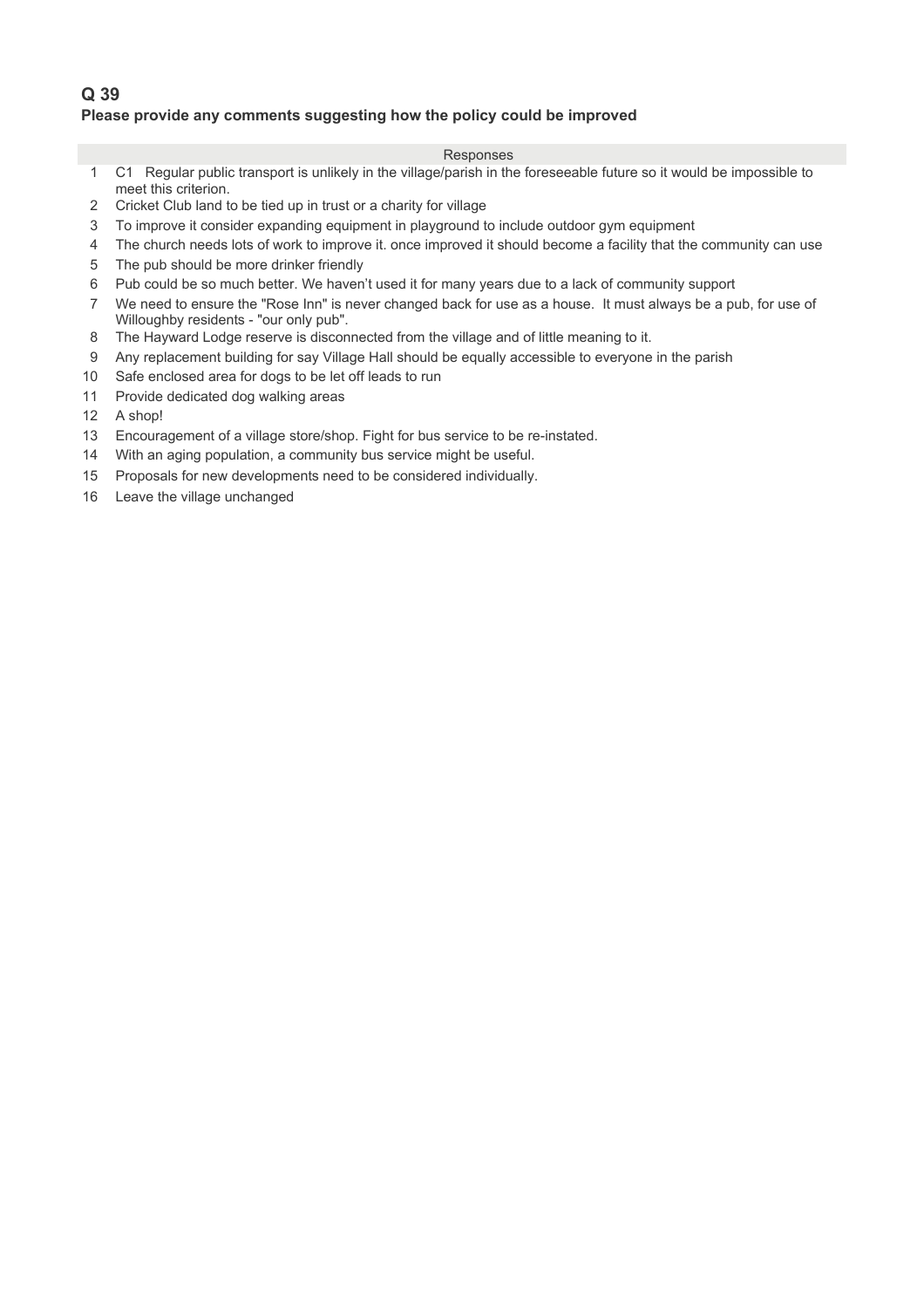## Q 39

**Please provide any comments suggesting how the policy could be improved**

| | Responses |
|---|---|
| 1 | C1 Regular public transport is unlikely in the village/parish in the foreseeable future so it would be impossible to meet this criterion. |
| 2 | Cricket Club land to be tied up in trust or a charity for village |
| 3 | To improve it consider expanding equipment in playground to include outdoor gym equipment |
| 4 | The church needs lots of work to improve it. once improved it should become a facility that the community can use |
| 5 | The pub should be more drinker friendly |
| 6 | Pub could be so much better. We haven't used it for many years due to a lack of community support |
| 7 | We need to ensure the "Rose Inn" is never changed back for use as a house. It must always be a pub, for use of Willoughby residents - "our only pub". |
| 8 | The Hayward Lodge reserve is disconnected from the village and of little meaning to it. |
| 9 | Any replacement building for say Village Hall should be equally accessible to everyone in the parish |
| 10 | Safe enclosed area for dogs to be let off leads to run |
| 11 | Provide dedicated dog walking areas |
| 12 | A shop! |
| 13 | Encouragement of a village store/shop. Fight for bus service to be re-instated. |
| 14 | With an aging population, a community bus service might be useful. |
| 15 | Proposals for new developments need to be considered individually. |
| 16 | Leave the village unchanged |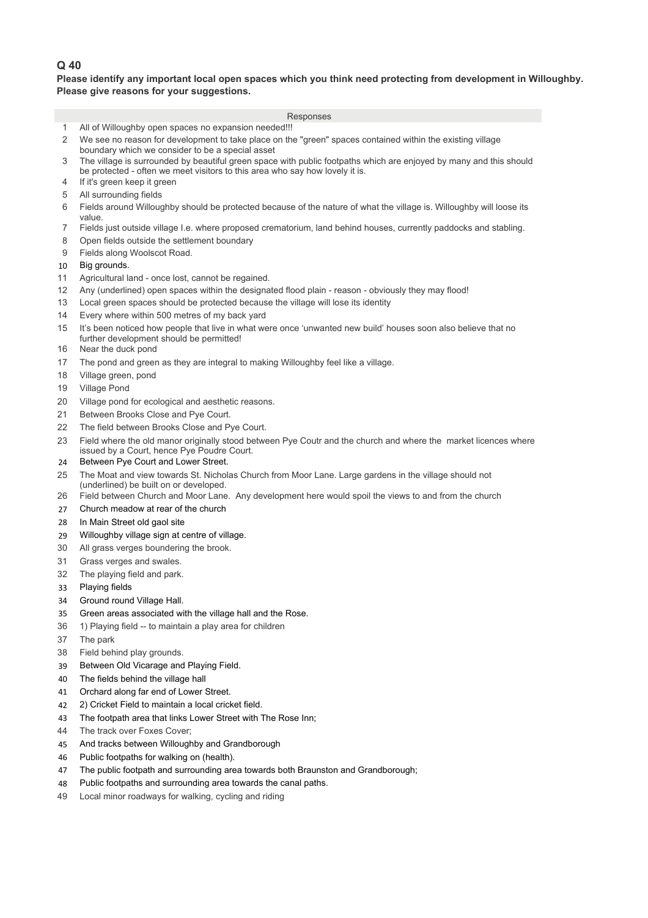## Q 40

**Please identify any important local open spaces which you think need protecting from development in Willoughby. Please give reasons for your suggestions.**

| | Responses |
|---|---|
| 1 | All of Willoughby open spaces no expansion needed!!! |
| 2 | We see no reason for development to take place on the "green" spaces contained within the existing village boundary which we consider to be a special asset |
| 3 | The village is surrounded by beautiful green space with public footpaths which are enjoyed by many and this should be protected - often we meet visitors to this area who say how lovely it is. |
| 4 | If it's green keep it green |
| 5 | All surrounding fields |
| 6 | Fields around Willoughby should be protected because of the nature of what the village is. Willoughby will loose its value. |
| 7 | Fields just outside village I.e. where proposed crematorium, land behind houses, currently paddocks and stabling. |
| 8 | Open fields outside the settlement boundary |
| 9 | Fields along Woolscot Road. |
| 10 | Big grounds. |
| 11 | Agricultural land - once lost, cannot be regained. |
| 12 | Any (underlined) open spaces within the designated flood plain - reason - obviously they may flood! |
| 13 | Local green spaces should be protected because the village will lose its identity |
| 14 | Every where within 500 metres of my back yard |
| 15 | It's been noticed how people that live in what were once 'unwanted new build' houses soon also believe that no further development should be permitted! |
| 16 | Near the duck pond |
| 17 | The pond and green as they are integral to making Willoughby feel like a village. |
| 18 | Village green, pond |
| 19 | Village Pond |
| 20 | Village pond for ecological and aesthetic reasons. |
| 21 | Between Brooks Close and Pye Court. |
| 22 | The field between Brooks Close and Pye Court. |
| 23 | Field where the old manor originally stood between Pye Coutr and the church and where the market licences where issued by a Court, hence Pye Poudre Court. |
| 24 | Between Pye Court and Lower Street. |
| 25 | The Moat and view towards St. Nicholas Church from Moor Lane. Large gardens in the village should not (underlined) be built on or developed. |
| 26 | Field between Church and Moor Lane. Any development here would spoil the views to and from the church |
| 27 | Church meadow at rear of the church |
| 28 | In Main Street old gaol site |
| 29 | Willoughby village sign at centre of village. |
| 30 | All grass verges boundering the brook. |
| 31 | Grass verges and swales. |
| 32 | The playing field and park. |
| 33 | Playing fields |
| 34 | Ground round Village Hall. |
| 35 | Green areas associated with the village hall and the Rose. |
| 36 | 1) Playing field -- to maintain a play area for children |
| 37 | The park |
| 38 | Field behind play grounds. |
| 39 | Between Old Vicarage and Playing Field. |
| 40 | The fields behind the village hall |
| 41 | Orchard along far end of Lower Street. |
| 42 | 2) Cricket Field to maintain a local cricket field. |
| 43 | The footpath area that links Lower Street with The Rose Inn; |
| 44 | The track over Foxes Cover; |
| 45 | And tracks between Willoughby and Grandborough |
| 46 | Public footpaths for walking on (health). |
| 47 | The public footpath and surrounding area towards both Braunston and Grandborough; |
| 48 | Public footpaths and surrounding area towards the canal paths. |
| 49 | Local minor roadways for walking, cycling and riding |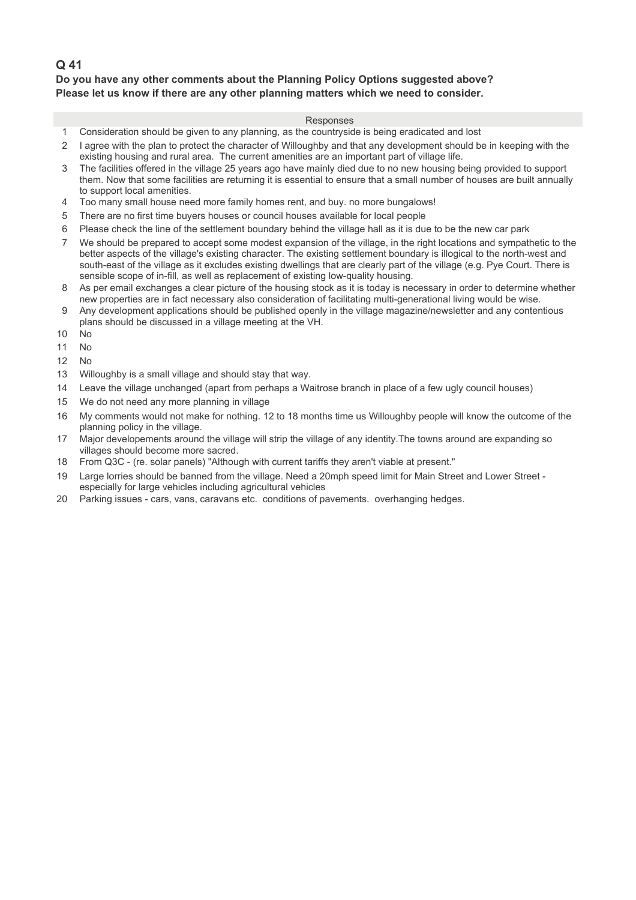## Q 41

**Do you have any other comments about the Planning Policy Options suggested above?**
**Please let us know if there are any other planning matters which we need to consider.**

| | Responses |
|---|---|
| 1 | Consideration should be given to any planning, as the countryside is being eradicated and lost |
| 2 | I agree with the plan to protect the character of Willoughby and that any development should be in keeping with the existing housing and rural area. The current amenities are an important part of village life. |
| 3 | The facilities offered in the village 25 years ago have mainly died due to no new housing being provided to support them. Now that some facilities are returning it is essential to ensure that a small number of houses are built annually to support local amenities. |
| 4 | Too many small house need more family homes rent, and buy. no more bungalows! |
| 5 | There are no first time buyers houses or council houses available for local people |
| 6 | Please check the line of the settlement boundary behind the village hall as it is due to be the new car park |
| 7 | We should be prepared to accept some modest expansion of the village, in the right locations and sympathetic to the better aspects of the village's existing character. The existing settlement boundary is illogical to the north-west and south-east of the village as it excludes existing dwellings that are clearly part of the village (e.g. Pye Court. There is sensible scope of in-fill, as well as replacement of existing low-quality housing. |
| 8 | As per email exchanges a clear picture of the housing stock as it is today is necessary in order to determine whether new properties are in fact necessary also consideration of facilitating multi-generational living would be wise. |
| 9 | Any development applications should be published openly in the village magazine/newsletter and any contentious plans should be discussed in a village meeting at the VH. |
| 10 | No |
| 11 | No |
| 12 | No |
| 13 | Willoughby is a small village and should stay that way. |
| 14 | Leave the village unchanged (apart from perhaps a Waitrose branch in place of a few ugly council houses) |
| 15 | We do not need any more planning in village |
| 16 | My comments would not make for nothing. 12 to 18 months time us Willoughby people will know the outcome of the planning policy in the village. |
| 17 | Major developements around the village will strip the village of any identity.The towns around are expanding so villages should become more sacred. |
| 18 | From Q3C - (re. solar panels) "Although with current tariffs they aren't viable at present." |
| 19 | Large lorries should be banned from the village. Need a 20mph speed limit for Main Street and Lower Street - especially for large vehicles including agricultural vehicles |
| 20 | Parking issues - cars, vans, caravans etc. conditions of pavements. overhanging hedges. |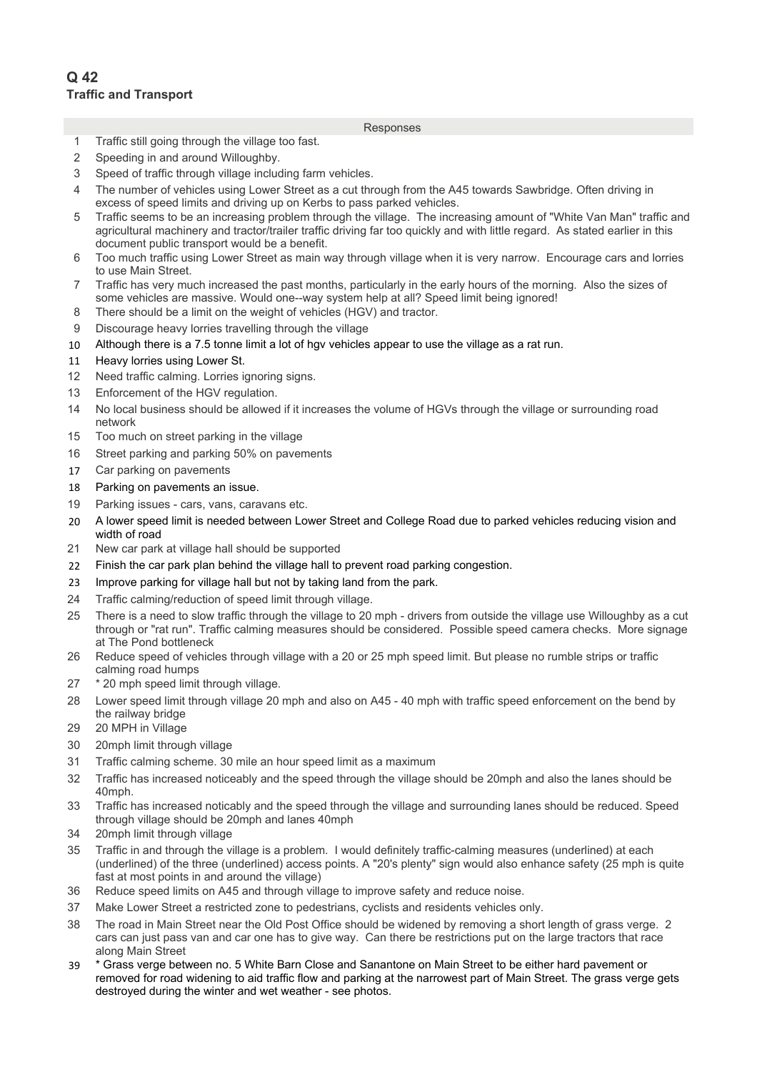## Q 42

**Traffic and Transport**

| | Responses |
|---|---|
| 1 | Traffic still going through the village too fast. |
| 2 | Speeding in and around Willoughby. |
| 3 | Speed of traffic through village including farm vehicles. |
| 4 | The number of vehicles using Lower Street as a cut through from the A45 towards Sawbridge. Often driving in excess of speed limits and driving up on Kerbs to pass parked vehicles. |
| 5 | Traffic seems to be an increasing problem through the village. The increasing amount of "White Van Man" traffic and agricultural machinery and tractor/trailer traffic driving far too quickly and with little regard. As stated earlier in this document public transport would be a benefit. |
| 6 | Too much traffic using Lower Street as main way through village when it is very narrow. Encourage cars and lorries to use Main Street. |
| 7 | Traffic has very much increased the past months, particularly in the early hours of the morning. Also the sizes of some vehicles are massive. Would one--way system help at all? Speed limit being ignored! |
| 8 | There should be a limit on the weight of vehicles (HGV) and tractor. |
| 9 | Discourage heavy lorries travelling through the village |
| 10 | Although there is a 7.5 tonne limit a lot of hgv vehicles appear to use the village as a rat run. |
| 11 | Heavy lorries using Lower St. |
| 12 | Need traffic calming. Lorries ignoring signs. |
| 13 | Enforcement of the HGV regulation. |
| 14 | No local business should be allowed if it increases the volume of HGVs through the village or surrounding road network |
| 15 | Too much on street parking in the village |
| 16 | Street parking and parking 50% on pavements |
| 17 | Car parking on pavements |
| 18 | Parking on pavements an issue. |
| 19 | Parking issues - cars, vans, caravans etc. |
| 20 | A lower speed limit is needed between Lower Street and College Road due to parked vehicles reducing vision and width of road |
| 21 | New car park at village hall should be supported |
| 22 | Finish the car park plan behind the village hall to prevent road parking congestion. |
| 23 | Improve parking for village hall but not by taking land from the park. |
| 24 | Traffic calming/reduction of speed limit through village. |
| 25 | There is a need to slow traffic through the village to 20 mph - drivers from outside the village use Willoughby as a cut through or "rat run". Traffic calming measures should be considered. Possible speed camera checks. More signage at The Pond bottleneck |
| 26 | Reduce speed of vehicles through village with a 20 or 25 mph speed limit. But please no rumble strips or traffic calming road humps |
| 27 | * 20 mph speed limit through village. |
| 28 | Lower speed limit through village 20 mph and also on A45 - 40 mph with traffic speed enforcement on the bend by the railway bridge |
| 29 | 20 MPH in Village |
| 30 | 20mph limit through village |
| 31 | Traffic calming scheme. 30 mile an hour speed limit as a maximum |
| 32 | Traffic has increased noticeably and the speed through the village should be 20mph and also the lanes should be 40mph. |
| 33 | Traffic has increased noticably and the speed through the village and surrounding lanes should be reduced. Speed through village should be 20mph and lanes 40mph |
| 34 | 20mph limit through village |
| 35 | Traffic in and through the village is a problem. I would definitely traffic-calming measures (underlined) at each (underlined) of the three (underlined) access points. A "20's plenty" sign would also enhance safety (25 mph is quite fast at most points in and around the village) |
| 36 | Reduce speed limits on A45 and through village to improve safety and reduce noise. |
| 37 | Make Lower Street a restricted zone to pedestrians, cyclists and residents vehicles only. |
| 38 | The road in Main Street near the Old Post Office should be widened by removing a short length of grass verge. 2 cars can just pass van and car one has to give way. Can there be restrictions put on the large tractors that race along Main Street |
| 39 | * Grass verge between no. 5 White Barn Close and Sanantone on Main Street to be either hard pavement or removed for road widening to aid traffic flow and parking at the narrowest part of Main Street. The grass verge gets destroyed during the winter and wet weather - see photos. |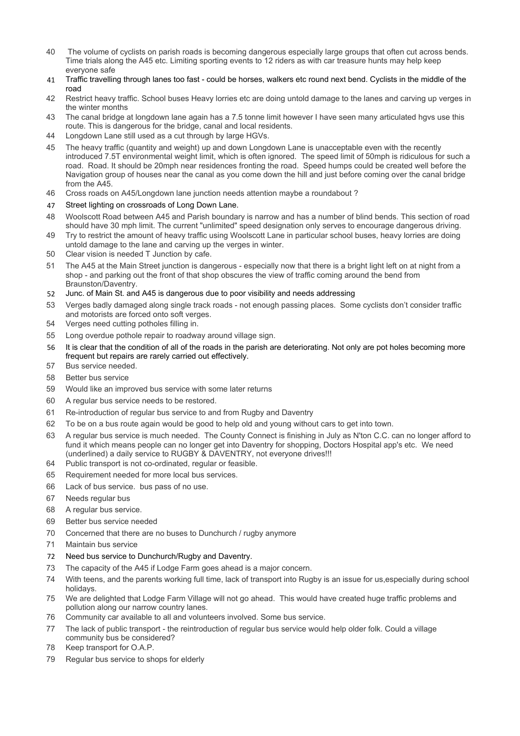40 The volume of cyclists on parish roads is becoming dangerous especially large groups that often cut across bends. Time trials along the A45 etc. Limiting sporting events to 12 riders as with car treasure hunts may help keep everyone safe

41 Traffic travelling through lanes too fast - could be horses, walkers etc round next bend. Cyclists in the middle of the road

42 Restrict heavy traffic. School buses Heavy lorries etc are doing untold damage to the lanes and carving up verges in the winter months

43 The canal bridge at longdown lane again has a 7.5 tonne limit however I have seen many articulated hgvs use this route. This is dangerous for the bridge, canal and local residents.

44 Longdown Lane still used as a cut through by large HGVs.

45 The heavy traffic (quantity and weight) up and down Longdown Lane is unacceptable even with the recently introduced 7.5T environmental weight limit, which is often ignored. The speed limit of 50mph is ridiculous for such a road. Road. It should be 20mph near residences fronting the road. Speed humps could be created well before the Navigation group of houses near the canal as you come down the hill and just before coming over the canal bridge from the A45.

46 Cross roads on A45/Longdown lane junction needs attention maybe a roundabout ?

47 Street lighting on crossroads of Long Down Lane.

48 Woolscott Road between A45 and Parish boundary is narrow and has a number of blind bends. This section of road should have 30 mph limit. The current "unlimited" speed designation only serves to encourage dangerous driving.

49 Try to restrict the amount of heavy traffic using Woolscott Lane in particular school buses, heavy lorries are doing untold damage to the lane and carving up the verges in winter.

50 Clear vision is needed T Junction by cafe.

51 The A45 at the Main Street junction is dangerous - especially now that there is a bright light left on at night from a shop - and parking out the front of that shop obscures the view of traffic coming around the bend from Braunston/Daventry.

52 Junc. of Main St. and A45 is dangerous due to poor visibility and needs addressing

53 Verges badly damaged along single track roads - not enough passing places. Some cyclists don't consider traffic and motorists are forced onto soft verges.

54 Verges need cutting potholes filling in.

55 Long overdue pothole repair to roadway around village sign.

56 It is clear that the condition of all of the roads in the parish are deteriorating. Not only are pot holes becoming more frequent but repairs are rarely carried out effectively.

57 Bus service needed.

58 Better bus service

59 Would like an improved bus service with some later returns

60 A regular bus service needs to be restored.

61 Re-introduction of regular bus service to and from Rugby and Daventry

62 To be on a bus route again would be good to help old and young without cars to get into town.

63 A regular bus service is much needed. The County Connect is finishing in July as N'ton C.C. can no longer afford to fund it which means people can no longer get into Daventry for shopping, Doctors Hospital app's etc. We need (underlined) a daily service to RUGBY & DAVENTRY, not everyone drives!!!

64 Public transport is not co-ordinated, regular or feasible.

65 Requirement needed for more local bus services.

66 Lack of bus service. bus pass of no use.

67 Needs regular bus

68 A regular bus service.

69 Better bus service needed

70 Concerned that there are no buses to Dunchurch / rugby anymore

71 Maintain bus service

72 Need bus service to Dunchurch/Rugby and Daventry.

73 The capacity of the A45 if Lodge Farm goes ahead is a major concern.

74 With teens, and the parents working full time, lack of transport into Rugby is an issue for us,especially during school holidays.

75 We are delighted that Lodge Farm Village will not go ahead. This would have created huge traffic problems and pollution along our narrow country lanes.

76 Community car available to all and volunteers involved. Some bus service.

77 The lack of public transport - the reintroduction of regular bus service would help older folk. Could a village community bus be considered?

78 Keep transport for O.A.P.

79 Regular bus service to shops for elderly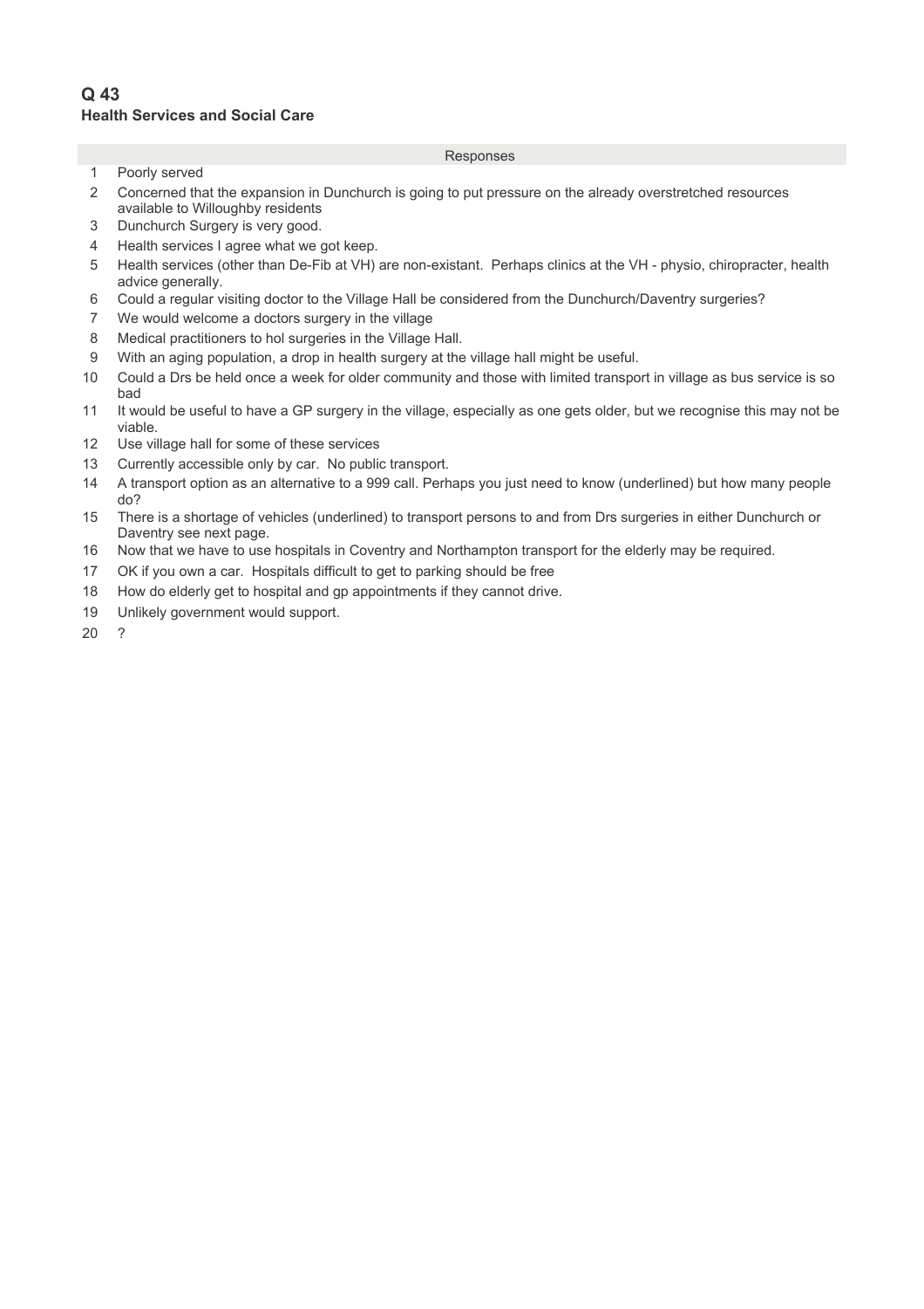## Q 43
**Health Services and Social Care**

| | Responses |
|---|---|
| 1 | Poorly served |
| 2 | Concerned that the expansion in Dunchurch is going to put pressure on the already overstretched resources available to Willoughby residents |
| 3 | Dunchurch Surgery is very good. |
| 4 | Health services I agree what we got keep. |
| 5 | Health services (other than De-Fib at VH) are non-existant. Perhaps clinics at the VH - physio, chiropracter, health advice generally. |
| 6 | Could a regular visiting doctor to the Village Hall be considered from the Dunchurch/Daventry surgeries? |
| 7 | We would welcome a doctors surgery in the village |
| 8 | Medical practitioners to hol surgeries in the Village Hall. |
| 9 | With an aging population, a drop in health surgery at the village hall might be useful. |
| 10 | Could a Drs be held once a week for older community and those with limited transport in village as bus service is so bad |
| 11 | It would be useful to have a GP surgery in the village, especially as one gets older, but we recognise this may not be viable. |
| 12 | Use village hall for some of these services |
| 13 | Currently accessible only by car. No public transport. |
| 14 | A transport option as an alternative to a 999 call. Perhaps you just need to know (underlined) but how many people do? |
| 15 | There is a shortage of vehicles (underlined) to transport persons to and from Drs surgeries in either Dunchurch or Daventry see next page. |
| 16 | Now that we have to use hospitals in Coventry and Northampton transport for the elderly may be required. |
| 17 | OK if you own a car. Hospitals difficult to get to parking should be free |
| 18 | How do elderly get to hospital and gp appointments if they cannot drive. |
| 19 | Unlikely government would support. |
| 20 | ? |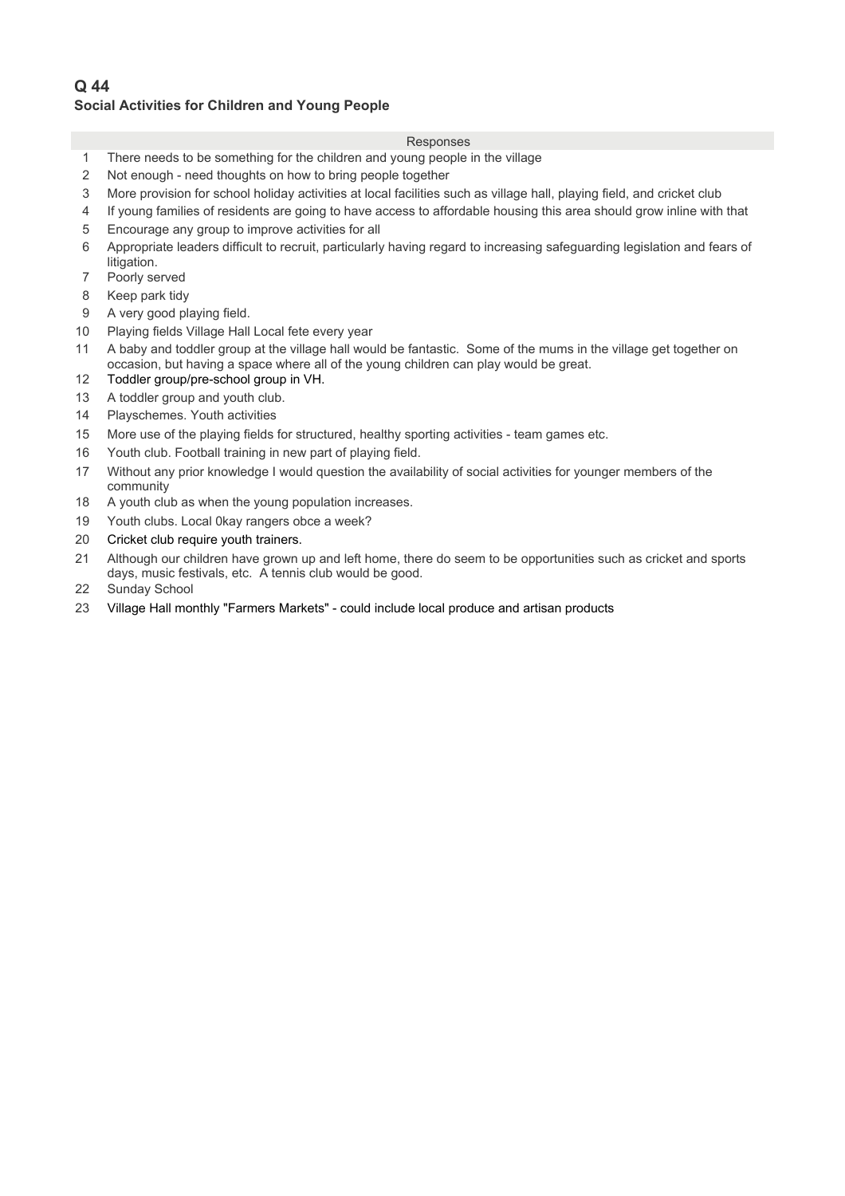## Q 44

### Social Activities for Children and Young People

| | Responses |
|---|---|
| 1 | There needs to be something for the children and young people in the village |
| 2 | Not enough - need thoughts on how to bring people together |
| 3 | More provision for school holiday activities at local facilities such as village hall, playing field, and cricket club |
| 4 | If young families of residents are going to have access to affordable housing this area should grow inline with that |
| 5 | Encourage any group to improve activities for all |
| 6 | Appropriate leaders difficult to recruit, particularly having regard to increasing safeguarding legislation and fears of litigation. |
| 7 | Poorly served |
| 8 | Keep park tidy |
| 9 | A very good playing field. |
| 10 | Playing fields Village Hall Local fete every year |
| 11 | A baby and toddler group at the village hall would be fantastic. Some of the mums in the village get together on occasion, but having a space where all of the young children can play would be great. |
| 12 | Toddler group/pre-school group in VH. |
| 13 | A toddler group and youth club. |
| 14 | Playschemes. Youth activities |
| 15 | More use of the playing fields for structured, healthy sporting activities - team games etc. |
| 16 | Youth club. Football training in new part of playing field. |
| 17 | Without any prior knowledge I would question the availability of social activities for younger members of the community |
| 18 | A youth club as when the young population increases. |
| 19 | Youth clubs. Local 0kay rangers obce a week? |
| 20 | Cricket club require youth trainers. |
| 21 | Although our children have grown up and left home, there do seem to be opportunities such as cricket and sports days, music festivals, etc. A tennis club would be good. |
| 22 | Sunday School |
| 23 | Village Hall monthly "Farmers Markets" - could include local produce and artisan products |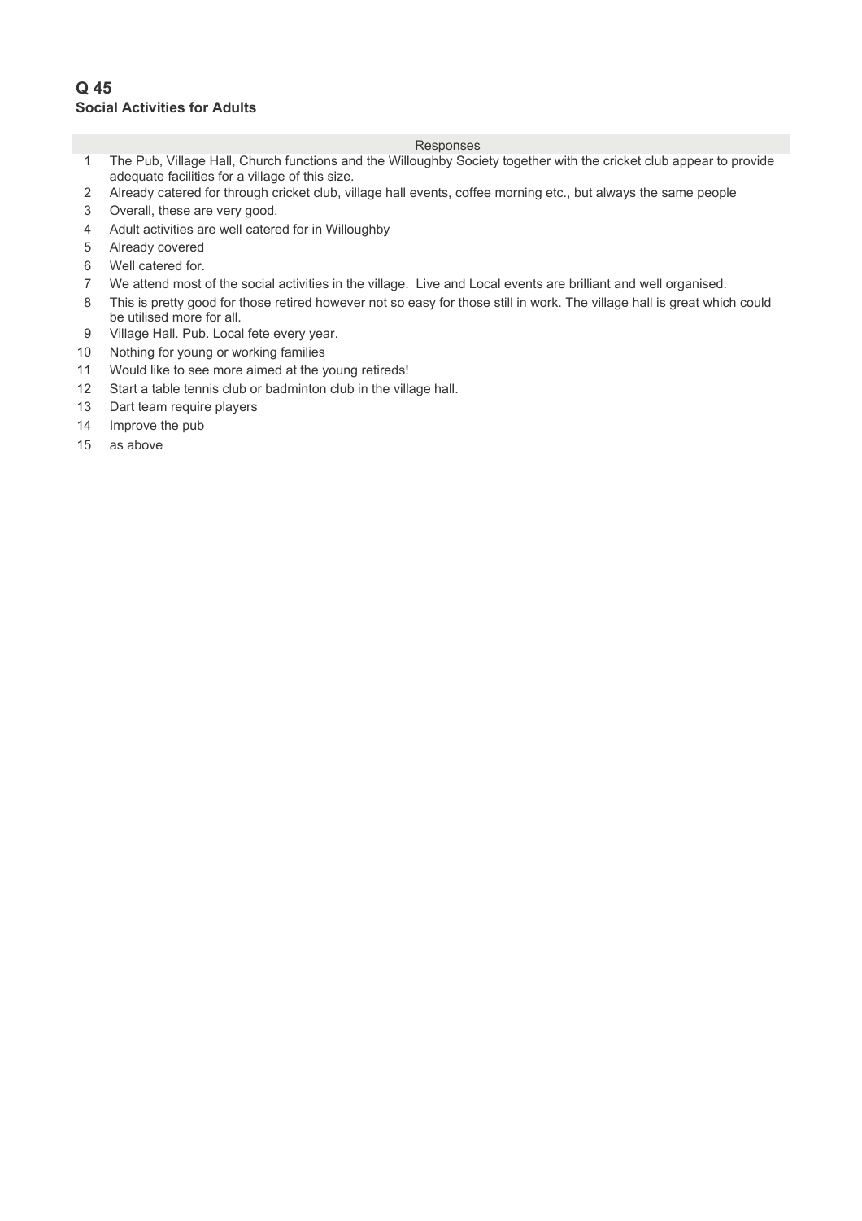## Q 45
### Social Activities for Adults

| | Responses |
|---|---|
| 1 | The Pub, Village Hall, Church functions and the Willoughby Society together with the cricket club appear to provide adequate facilities for a village of this size. |
| 2 | Already catered for through cricket club, village hall events, coffee morning etc., but always the same people |
| 3 | Overall, these are very good. |
| 4 | Adult activities are well catered for in Willoughby |
| 5 | Already covered |
| 6 | Well catered for. |
| 7 | We attend most of the social activities in the village.  Live and Local events are brilliant and well organised. |
| 8 | This is pretty good for those retired however not so easy for those still in work. The village hall is great which could be utilised more for all. |
| 9 | Village Hall. Pub. Local fete every year. |
| 10 | Nothing for young or working families |
| 11 | Would like to see more aimed at the young retireds! |
| 12 | Start a table tennis club or badminton club in the village hall. |
| 13 | Dart team require players |
| 14 | Improve the pub |
| 15 | as above |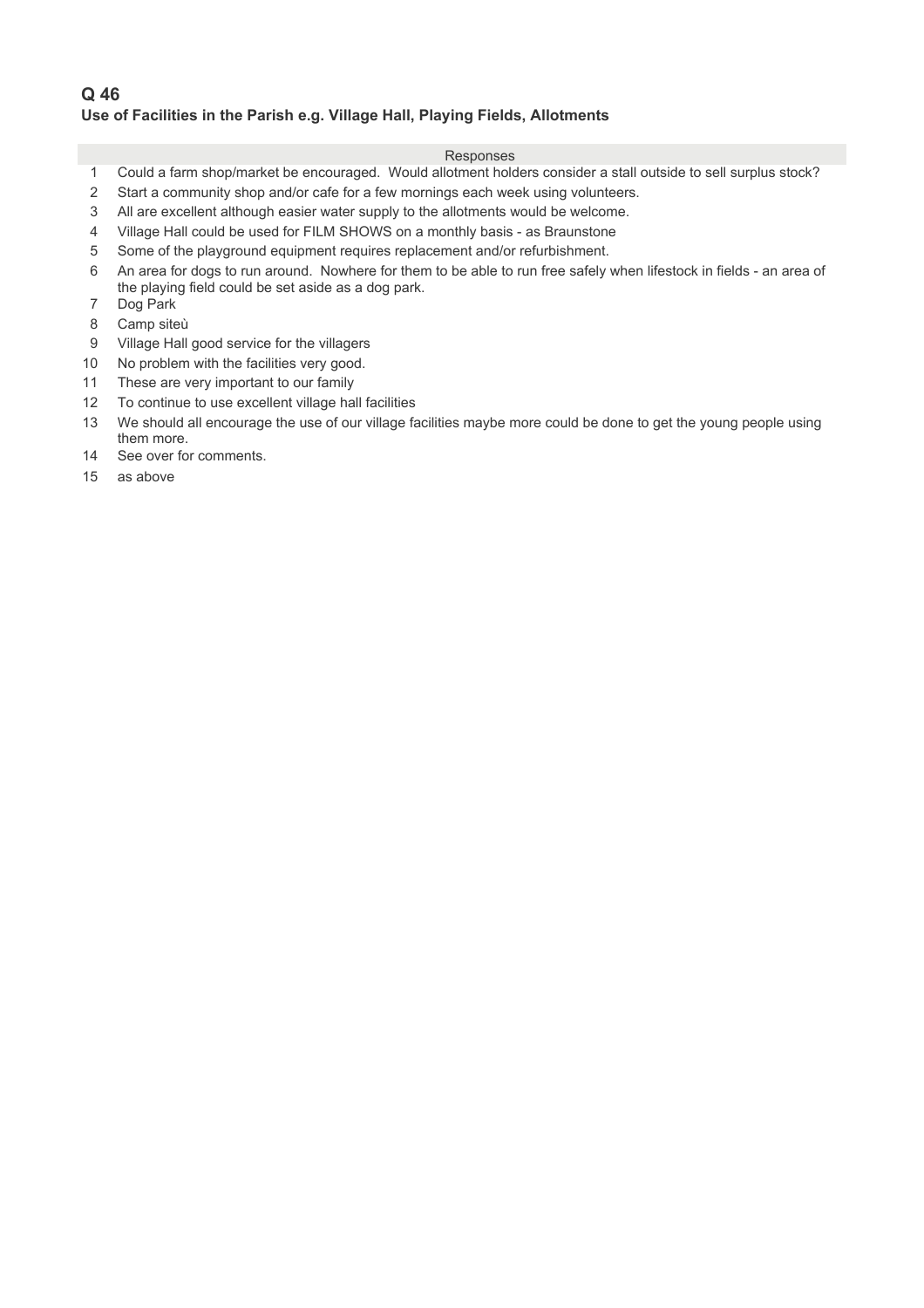## Q 46

### Use of Facilities in the Parish e.g. Village Hall, Playing Fields, Allotments

| | Responses |
|---|---|
| 1 | Could a farm shop/market be encouraged.  Would allotment holders consider a stall outside to sell surplus stock? |
| 2 | Start a community shop and/or cafe for a few mornings each week using volunteers. |
| 3 | All are excellent although easier water supply to the allotments would be welcome. |
| 4 | Village Hall could be used for FILM SHOWS on a monthly basis - as Braunstone |
| 5 | Some of the playground equipment requires replacement and/or refurbishment. |
| 6 | An area for dogs to run around.  Nowhere for them to be able to run free safely when lifestock in fields - an area of the playing field could be set aside as a dog park. |
| 7 | Dog Park |
| 8 | Camp siteù |
| 9 | Village Hall good service for the villagers |
| 10 | No problem with the facilities very good. |
| 11 | These are very important to our family |
| 12 | To continue to use excellent village hall facilities |
| 13 | We should all encourage the use of our village facilities maybe more could be done to get the young people using them more. |
| 14 | See over for comments. |
| 15 | as above |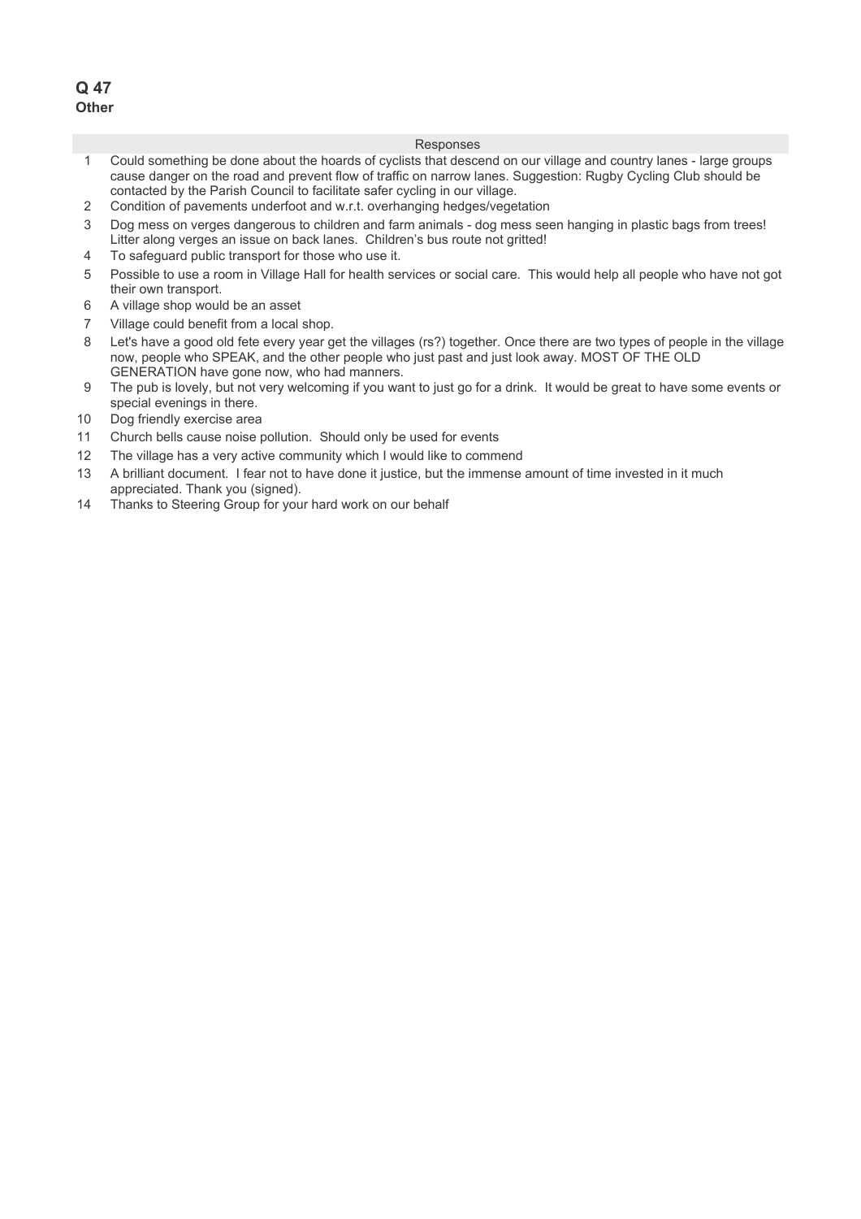## Q 47
**Other**

| | Responses |
|---|---|
| 1 | Could something be done about the hoards of cyclists that descend on our village and country lanes - large groups cause danger on the road and prevent flow of traffic on narrow lanes. Suggestion: Rugby Cycling Club should be contacted by the Parish Council to facilitate safer cycling in our village. |
| 2 | Condition of pavements underfoot and w.r.t. overhanging hedges/vegetation |
| 3 | Dog mess on verges dangerous to children and farm animals - dog mess seen hanging in plastic bags from trees! Litter along verges an issue on back lanes. Children's bus route not gritted! |
| 4 | To safeguard public transport for those who use it. |
| 5 | Possible to use a room in Village Hall for health services or social care. This would help all people who have not got their own transport. |
| 6 | A village shop would be an asset |
| 7 | Village could benefit from a local shop. |
| 8 | Let's have a good old fete every year get the villages (rs?) together. Once there are two types of people in the village now, people who SPEAK, and the other people who just past and just look away. MOST OF THE OLD GENERATION have gone now, who had manners. |
| 9 | The pub is lovely, but not very welcoming if you want to just go for a drink. It would be great to have some events or special evenings in there. |
| 10 | Dog friendly exercise area |
| 11 | Church bells cause noise pollution. Should only be used for events |
| 12 | The village has a very active community which I would like to commend |
| 13 | A brilliant document. I fear not to have done it justice, but the immense amount of time invested in it much appreciated. Thank you (signed). |
| 14 | Thanks to Steering Group for your hard work on our behalf |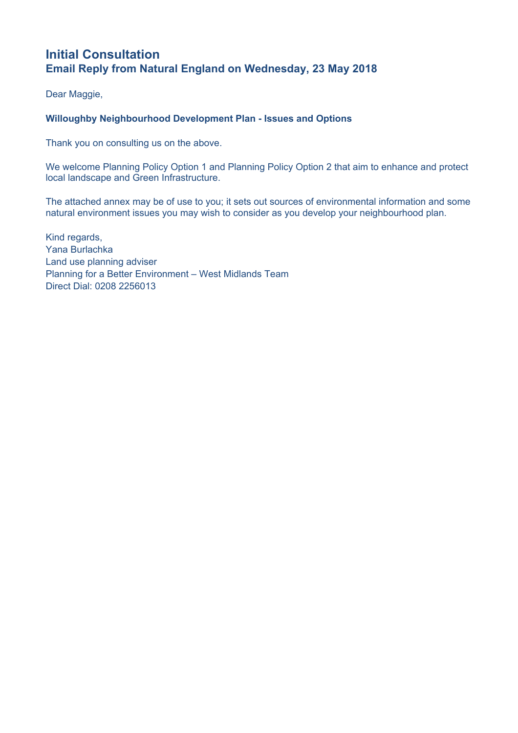## Initial Consultation
### Email Reply from Natural England on Wednesday, 23 May 2018

Dear Maggie,

**Willoughby Neighbourhood Development Plan - Issues and Options**

Thank you on consulting us on the above.

We welcome Planning Policy Option 1 and Planning Policy Option 2 that aim to enhance and protect local landscape and Green Infrastructure.

The attached annex may be of use to you; it sets out sources of environmental information and some natural environment issues you may wish to consider as you develop your neighbourhood plan.

Kind regards,
Yana Burlachka
Land use planning adviser
Planning for a Better Environment – West Midlands Team
Direct Dial: 0208 2256013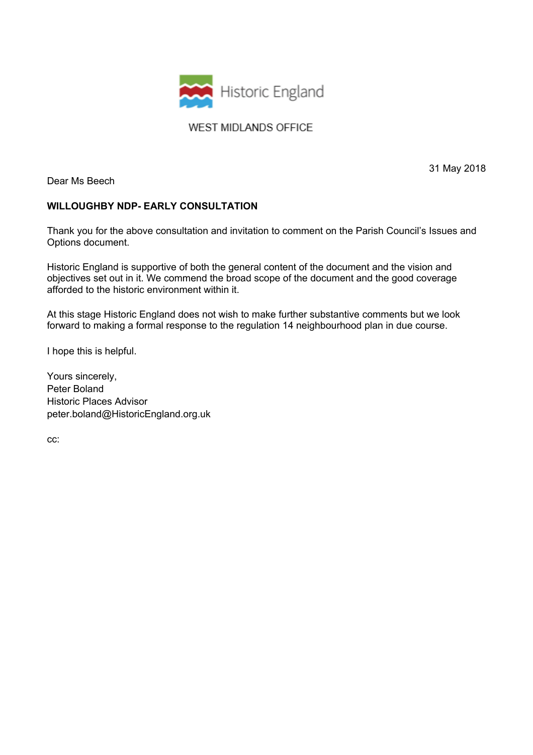Historic England

WEST MIDLANDS OFFICE

31 May 2018

Dear Ms Beech

**WILLOUGHBY NDP- EARLY CONSULTATION**

Thank you for the above consultation and invitation to comment on the Parish Council's Issues and Options document.

Historic England is supportive of both the general content of the document and the vision and objectives set out in it. We commend the broad scope of the document and the good coverage afforded to the historic environment within it.

At this stage Historic England does not wish to make further substantive comments but we look forward to making a formal response to the regulation 14 neighbourhood plan in due course.

I hope this is helpful.

Yours sincerely,  
Peter Boland  
Historic Places Advisor  
peter.boland@HistoricEngland.org.uk

cc: